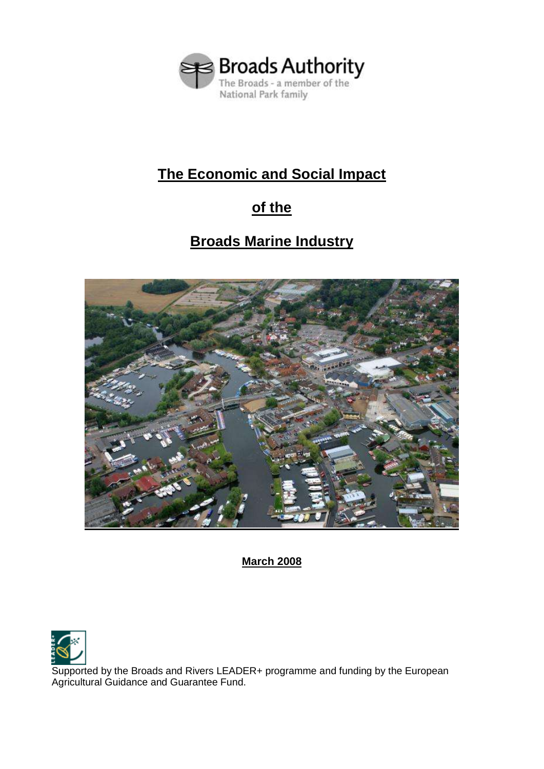Broads Authority

The Broads - a member of the National Park family

# The Economic and Social Impact

# of the

# Broads Marine Industry

**March 2008**

Supported by the Broads and Rivers LEADER+ programme and funding by the European Agricultural Guidance and Guarantee Fund.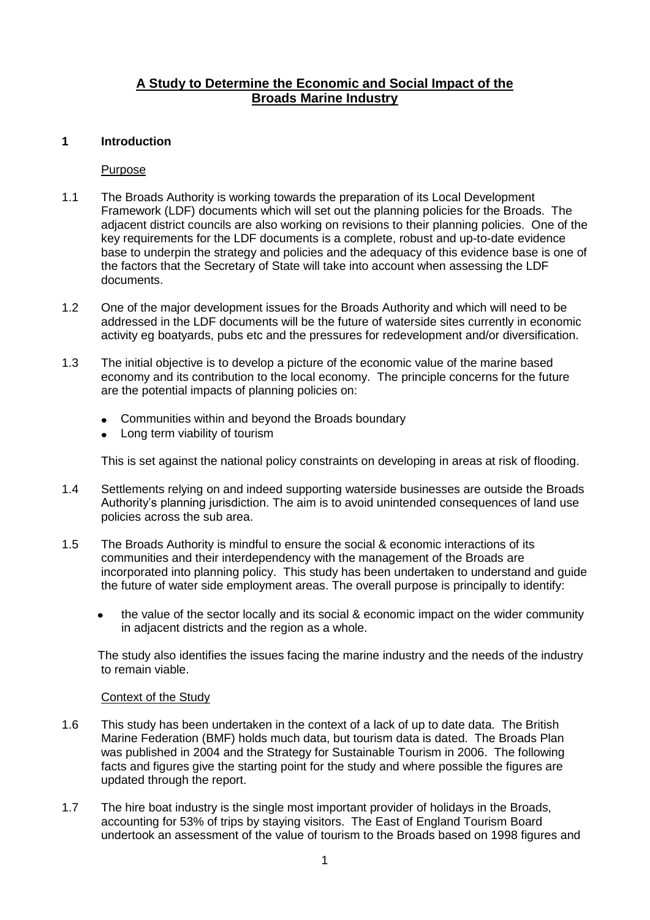## A Study to Determine the Economic and Social Impact of the Broads Marine Industry

### 1 Introduction

Purpose

1.1 The Broads Authority is working towards the preparation of its Local Development Framework (LDF) documents which will set out the planning policies for the Broads. The adjacent district councils are also working on revisions to their planning policies. One of the key requirements for the LDF documents is a complete, robust and up-to-date evidence base to underpin the strategy and policies and the adequacy of this evidence base is one of the factors that the Secretary of State will take into account when assessing the LDF documents.

1.2 One of the major development issues for the Broads Authority and which will need to be addressed in the LDF documents will be the future of waterside sites currently in economic activity eg boatyards, pubs etc and the pressures for redevelopment and/or diversification.

1.3 The initial objective is to develop a picture of the economic value of the marine based economy and its contribution to the local economy. The principle concerns for the future are the potential impacts of planning policies on:

- Communities within and beyond the Broads boundary
- Long term viability of tourism

This is set against the national policy constraints on developing in areas at risk of flooding.

1.4 Settlements relying on and indeed supporting waterside businesses are outside the Broads Authority's planning jurisdiction. The aim is to avoid unintended consequences of land use policies across the sub area.

1.5 The Broads Authority is mindful to ensure the social & economic interactions of its communities and their interdependency with the management of the Broads are incorporated into planning policy. This study has been undertaken to understand and guide the future of water side employment areas. The overall purpose is principally to identify:

- the value of the sector locally and its social & economic impact on the wider community in adjacent districts and the region as a whole.

The study also identifies the issues facing the marine industry and the needs of the industry to remain viable.

Context of the Study

1.6 This study has been undertaken in the context of a lack of up to date data. The British Marine Federation (BMF) holds much data, but tourism data is dated. The Broads Plan was published in 2004 and the Strategy for Sustainable Tourism in 2006. The following facts and figures give the starting point for the study and where possible the figures are updated through the report.

1.7 The hire boat industry is the single most important provider of holidays in the Broads, accounting for 53% of trips by staying visitors. The East of England Tourism Board undertook an assessment of the value of tourism to the Broads based on 1998 figures and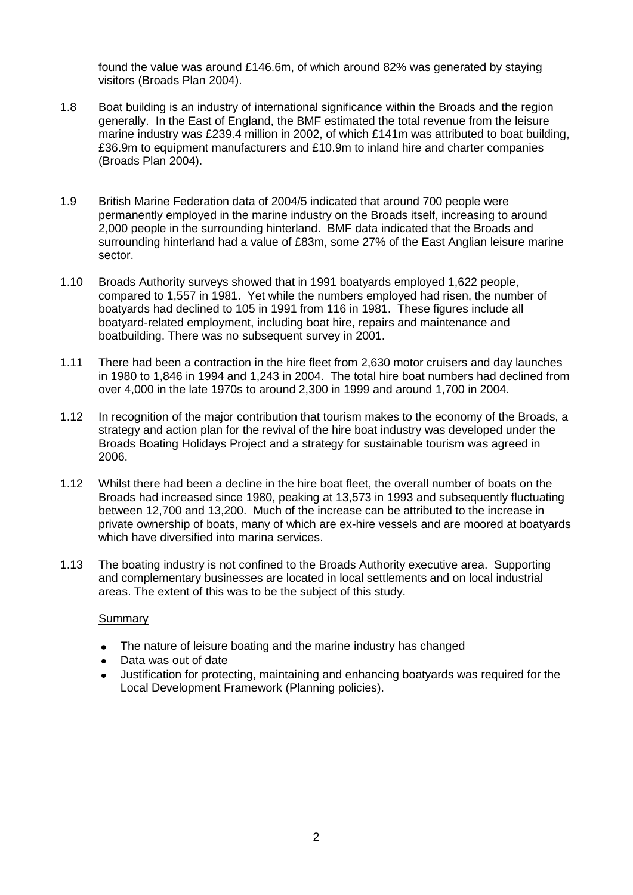found the value was around £146.6m, of which around 82% was generated by staying visitors (Broads Plan 2004).

1.8 Boat building is an industry of international significance within the Broads and the region generally. In the East of England, the BMF estimated the total revenue from the leisure marine industry was £239.4 million in 2002, of which £141m was attributed to boat building, £36.9m to equipment manufacturers and £10.9m to inland hire and charter companies (Broads Plan 2004).

1.9 British Marine Federation data of 2004/5 indicated that around 700 people were permanently employed in the marine industry on the Broads itself, increasing to around 2,000 people in the surrounding hinterland. BMF data indicated that the Broads and surrounding hinterland had a value of £83m, some 27% of the East Anglian leisure marine sector.

1.10 Broads Authority surveys showed that in 1991 boatyards employed 1,622 people, compared to 1,557 in 1981. Yet while the numbers employed had risen, the number of boatyards had declined to 105 in 1991 from 116 in 1981. These figures include all boatyard-related employment, including boat hire, repairs and maintenance and boatbuilding. There was no subsequent survey in 2001.

1.11 There had been a contraction in the hire fleet from 2,630 motor cruisers and day launches in 1980 to 1,846 in 1994 and 1,243 in 2004. The total hire boat numbers had declined from over 4,000 in the late 1970s to around 2,300 in 1999 and around 1,700 in 2004.

1.12 In recognition of the major contribution that tourism makes to the economy of the Broads, a strategy and action plan for the revival of the hire boat industry was developed under the Broads Boating Holidays Project and a strategy for sustainable tourism was agreed in 2006.

1.12 Whilst there had been a decline in the hire boat fleet, the overall number of boats on the Broads had increased since 1980, peaking at 13,573 in 1993 and subsequently fluctuating between 12,700 and 13,200. Much of the increase can be attributed to the increase in private ownership of boats, many of which are ex-hire vessels and are moored at boatyards which have diversified into marina services.

1.13 The boating industry is not confined to the Broads Authority executive area. Supporting and complementary businesses are located in local settlements and on local industrial areas. The extent of this was to be the subject of this study.

Summary

- The nature of leisure boating and the marine industry has changed
- Data was out of date
- Justification for protecting, maintaining and enhancing boatyards was required for the Local Development Framework (Planning policies).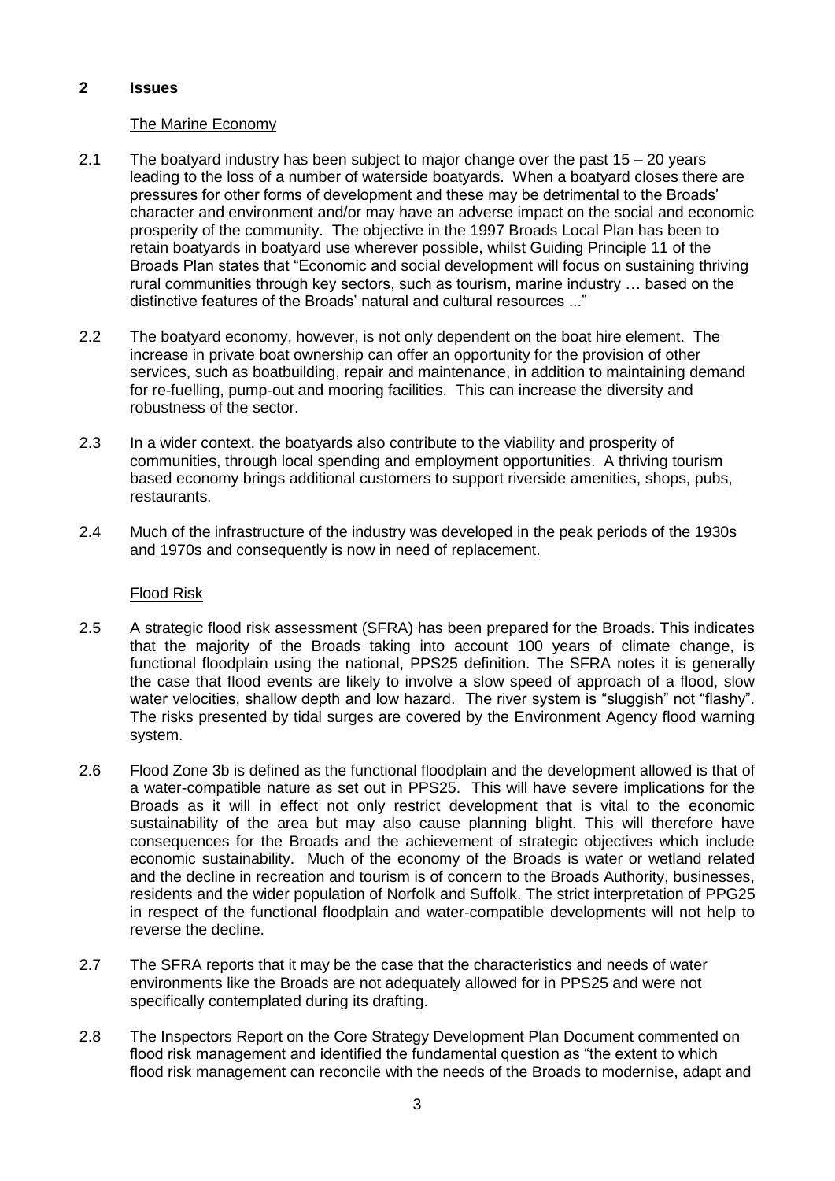## 2 Issues

The Marine Economy

2.1 The boatyard industry has been subject to major change over the past 15 – 20 years leading to the loss of a number of waterside boatyards. When a boatyard closes there are pressures for other forms of development and these may be detrimental to the Broads' character and environment and/or may have an adverse impact on the social and economic prosperity of the community. The objective in the 1997 Broads Local Plan has been to retain boatyards in boatyard use wherever possible, whilst Guiding Principle 11 of the Broads Plan states that "Economic and social development will focus on sustaining thriving rural communities through key sectors, such as tourism, marine industry … based on the distinctive features of the Broads' natural and cultural resources ..."

2.2 The boatyard economy, however, is not only dependent on the boat hire element. The increase in private boat ownership can offer an opportunity for the provision of other services, such as boatbuilding, repair and maintenance, in addition to maintaining demand for re-fuelling, pump-out and mooring facilities. This can increase the diversity and robustness of the sector.

2.3 In a wider context, the boatyards also contribute to the viability and prosperity of communities, through local spending and employment opportunities. A thriving tourism based economy brings additional customers to support riverside amenities, shops, pubs, restaurants.

2.4 Much of the infrastructure of the industry was developed in the peak periods of the 1930s and 1970s and consequently is now in need of replacement.

Flood Risk

2.5 A strategic flood risk assessment (SFRA) has been prepared for the Broads. This indicates that the majority of the Broads taking into account 100 years of climate change, is functional floodplain using the national, PPS25 definition. The SFRA notes it is generally the case that flood events are likely to involve a slow speed of approach of a flood, slow water velocities, shallow depth and low hazard. The river system is "sluggish" not "flashy". The risks presented by tidal surges are covered by the Environment Agency flood warning system.

2.6 Flood Zone 3b is defined as the functional floodplain and the development allowed is that of a water-compatible nature as set out in PPS25. This will have severe implications for the Broads as it will in effect not only restrict development that is vital to the economic sustainability of the area but may also cause planning blight. This will therefore have consequences for the Broads and the achievement of strategic objectives which include economic sustainability. Much of the economy of the Broads is water or wetland related and the decline in recreation and tourism is of concern to the Broads Authority, businesses, residents and the wider population of Norfolk and Suffolk. The strict interpretation of PPG25 in respect of the functional floodplain and water-compatible developments will not help to reverse the decline.

2.7 The SFRA reports that it may be the case that the characteristics and needs of water environments like the Broads are not adequately allowed for in PPS25 and were not specifically contemplated during its drafting.

2.8 The Inspectors Report on the Core Strategy Development Plan Document commented on flood risk management and identified the fundamental question as "the extent to which flood risk management can reconcile with the needs of the Broads to modernise, adapt and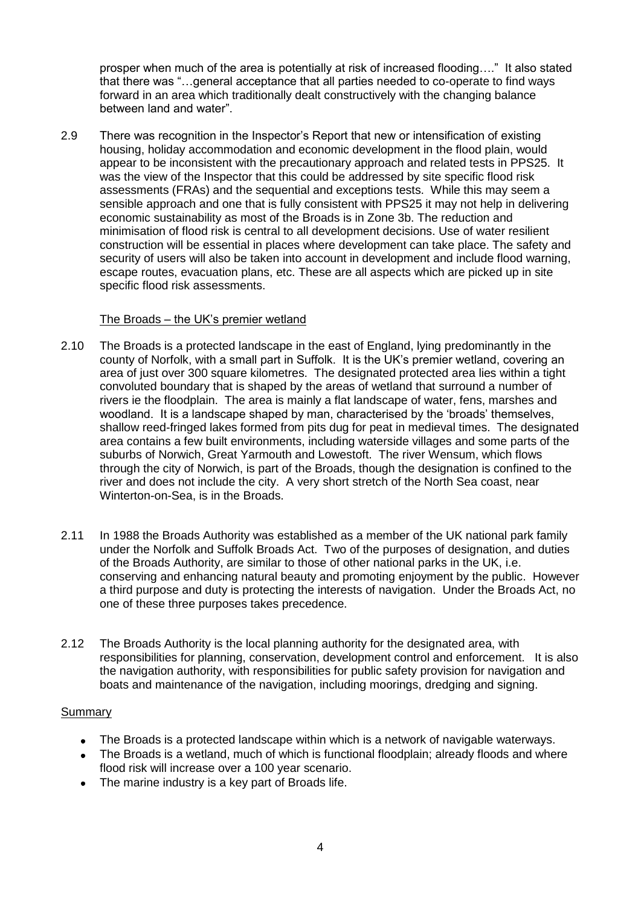prosper when much of the area is potentially at risk of increased flooding…." It also stated that there was "…general acceptance that all parties needed to co-operate to find ways forward in an area which traditionally dealt constructively with the changing balance between land and water".

2.9 There was recognition in the Inspector's Report that new or intensification of existing housing, holiday accommodation and economic development in the flood plain, would appear to be inconsistent with the precautionary approach and related tests in PPS25. It was the view of the Inspector that this could be addressed by site specific flood risk assessments (FRAs) and the sequential and exceptions tests. While this may seem a sensible approach and one that is fully consistent with PPS25 it may not help in delivering economic sustainability as most of the Broads is in Zone 3b. The reduction and minimisation of flood risk is central to all development decisions. Use of water resilient construction will be essential in places where development can take place. The safety and security of users will also be taken into account in development and include flood warning, escape routes, evacuation plans, etc. These are all aspects which are picked up in site specific flood risk assessments.

### The Broads – the UK's premier wetland

2.10 The Broads is a protected landscape in the east of England, lying predominantly in the county of Norfolk, with a small part in Suffolk. It is the UK's premier wetland, covering an area of just over 300 square kilometres. The designated protected area lies within a tight convoluted boundary that is shaped by the areas of wetland that surround a number of rivers ie the floodplain. The area is mainly a flat landscape of water, fens, marshes and woodland. It is a landscape shaped by man, characterised by the 'broads' themselves, shallow reed-fringed lakes formed from pits dug for peat in medieval times. The designated area contains a few built environments, including waterside villages and some parts of the suburbs of Norwich, Great Yarmouth and Lowestoft. The river Wensum, which flows through the city of Norwich, is part of the Broads, though the designation is confined to the river and does not include the city. A very short stretch of the North Sea coast, near Winterton-on-Sea, is in the Broads.

2.11 In 1988 the Broads Authority was established as a member of the UK national park family under the Norfolk and Suffolk Broads Act. Two of the purposes of designation, and duties of the Broads Authority, are similar to those of other national parks in the UK, i.e. conserving and enhancing natural beauty and promoting enjoyment by the public. However a third purpose and duty is protecting the interests of navigation. Under the Broads Act, no one of these three purposes takes precedence.

2.12 The Broads Authority is the local planning authority for the designated area, with responsibilities for planning, conservation, development control and enforcement. It is also the navigation authority, with responsibilities for public safety provision for navigation and boats and maintenance of the navigation, including moorings, dredging and signing.

### Summary

- The Broads is a protected landscape within which is a network of navigable waterways.
- The Broads is a wetland, much of which is functional floodplain; already floods and where flood risk will increase over a 100 year scenario.
- The marine industry is a key part of Broads life.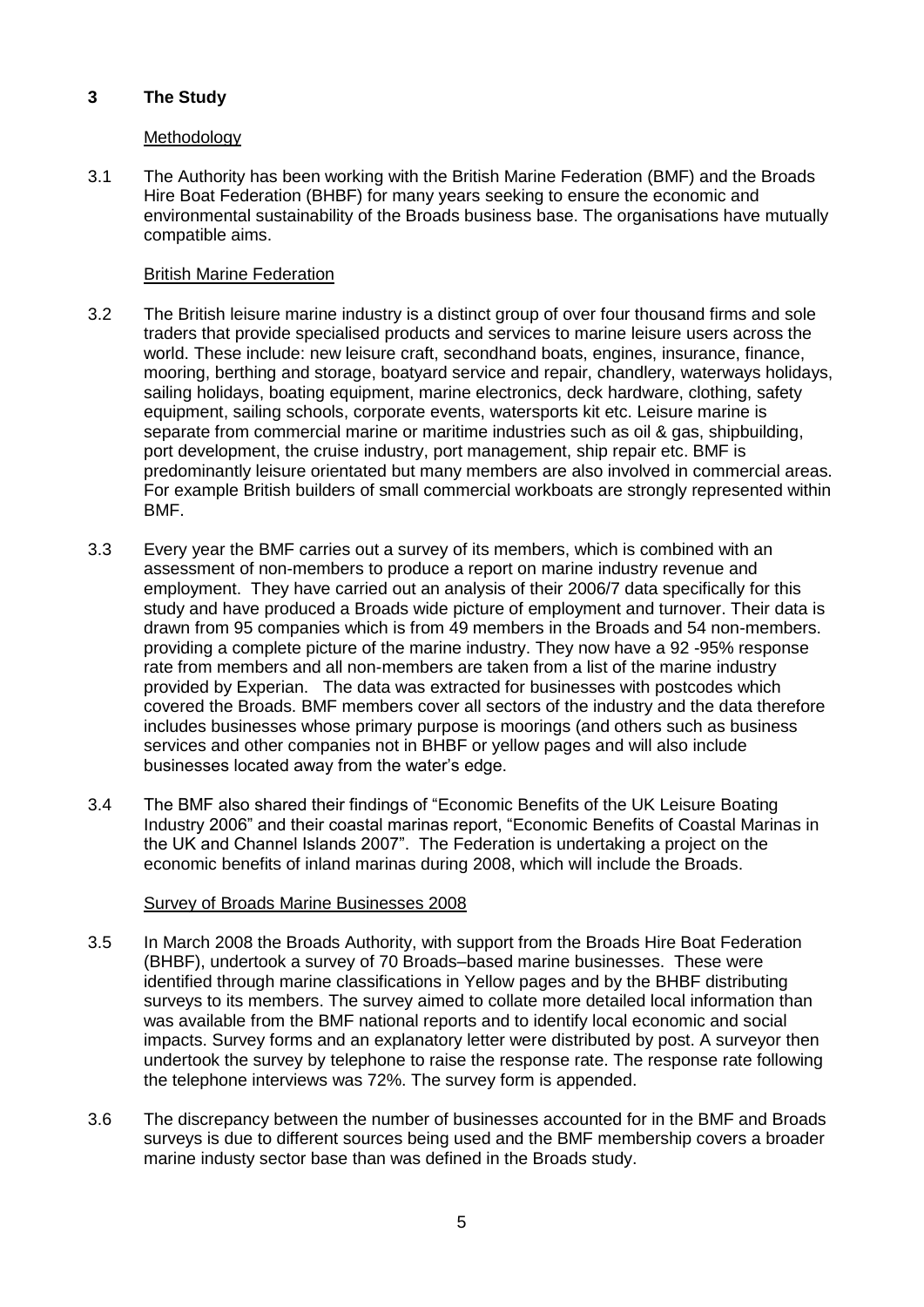## 3 The Study

Methodology

3.1 The Authority has been working with the British Marine Federation (BMF) and the Broads Hire Boat Federation (BHBF) for many years seeking to ensure the economic and environmental sustainability of the Broads business base. The organisations have mutually compatible aims.

British Marine Federation

3.2 The British leisure marine industry is a distinct group of over four thousand firms and sole traders that provide specialised products and services to marine leisure users across the world. These include: new leisure craft, secondhand boats, engines, insurance, finance, mooring, berthing and storage, boatyard service and repair, chandlery, waterways holidays, sailing holidays, boating equipment, marine electronics, deck hardware, clothing, safety equipment, sailing schools, corporate events, watersports kit etc. Leisure marine is separate from commercial marine or maritime industries such as oil & gas, shipbuilding, port development, the cruise industry, port management, ship repair etc. BMF is predominantly leisure orientated but many members are also involved in commercial areas. For example British builders of small commercial workboats are strongly represented within BMF.

3.3 Every year the BMF carries out a survey of its members, which is combined with an assessment of non-members to produce a report on marine industry revenue and employment. They have carried out an analysis of their 2006/7 data specifically for this study and have produced a Broads wide picture of employment and turnover. Their data is drawn from 95 companies which is from 49 members in the Broads and 54 non-members. providing a complete picture of the marine industry. They now have a 92 -95% response rate from members and all non-members are taken from a list of the marine industry provided by Experian. The data was extracted for businesses with postcodes which covered the Broads. BMF members cover all sectors of the industry and the data therefore includes businesses whose primary purpose is moorings (and others such as business services and other companies not in BHBF or yellow pages and will also include businesses located away from the water's edge.

3.4 The BMF also shared their findings of "Economic Benefits of the UK Leisure Boating Industry 2006" and their coastal marinas report, "Economic Benefits of Coastal Marinas in the UK and Channel Islands 2007". The Federation is undertaking a project on the economic benefits of inland marinas during 2008, which will include the Broads.

Survey of Broads Marine Businesses 2008

3.5 In March 2008 the Broads Authority, with support from the Broads Hire Boat Federation (BHBF), undertook a survey of 70 Broads–based marine businesses. These were identified through marine classifications in Yellow pages and by the BHBF distributing surveys to its members. The survey aimed to collate more detailed local information than was available from the BMF national reports and to identify local economic and social impacts. Survey forms and an explanatory letter were distributed by post. A surveyor then undertook the survey by telephone to raise the response rate. The response rate following the telephone interviews was 72%. The survey form is appended.

3.6 The discrepancy between the number of businesses accounted for in the BMF and Broads surveys is due to different sources being used and the BMF membership covers a broader marine industy sector base than was defined in the Broads study.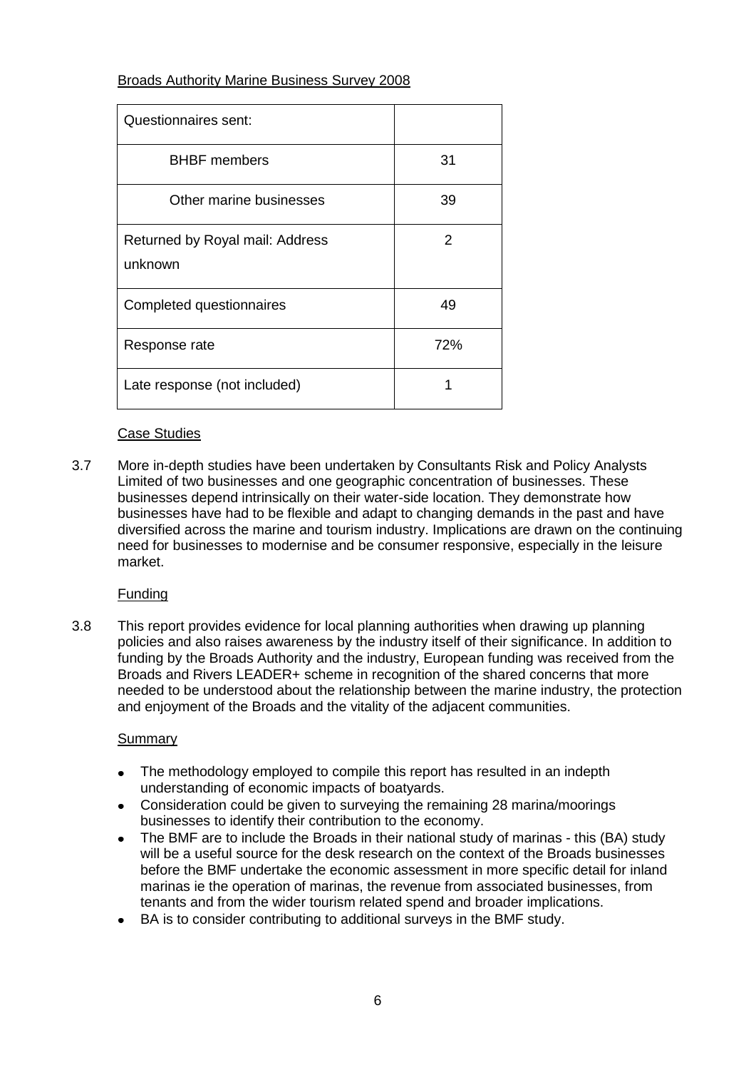Broads Authority Marine Business Survey 2008

| | |
|---|---|
| Questionnaires sent: | |
| BHBF members | 31 |
| Other marine businesses | 39 |
| Returned by Royal mail: Address unknown | 2 |
| Completed questionnaires | 49 |
| Response rate | 72% |
| Late response (not included) | 1 |

Case Studies

3.7 More in-depth studies have been undertaken by Consultants Risk and Policy Analysts Limited of two businesses and one geographic concentration of businesses. These businesses depend intrinsically on their water-side location. They demonstrate how businesses have had to be flexible and adapt to changing demands in the past and have diversified across the marine and tourism industry. Implications are drawn on the continuing need for businesses to modernise and be consumer responsive, especially in the leisure market.

Funding

3.8 This report provides evidence for local planning authorities when drawing up planning policies and also raises awareness by the industry itself of their significance. In addition to funding by the Broads Authority and the industry, European funding was received from the Broads and Rivers LEADER+ scheme in recognition of the shared concerns that more needed to be understood about the relationship between the marine industry, the protection and enjoyment of the Broads and the vitality of the adjacent communities.

Summary

- The methodology employed to compile this report has resulted in an indepth understanding of economic impacts of boatyards.
- Consideration could be given to surveying the remaining 28 marina/moorings businesses to identify their contribution to the economy.
- The BMF are to include the Broads in their national study of marinas - this (BA) study will be a useful source for the desk research on the context of the Broads businesses before the BMF undertake the economic assessment in more specific detail for inland marinas ie the operation of marinas, the revenue from associated businesses, from tenants and from the wider tourism related spend and broader implications.
- BA is to consider contributing to additional surveys in the BMF study.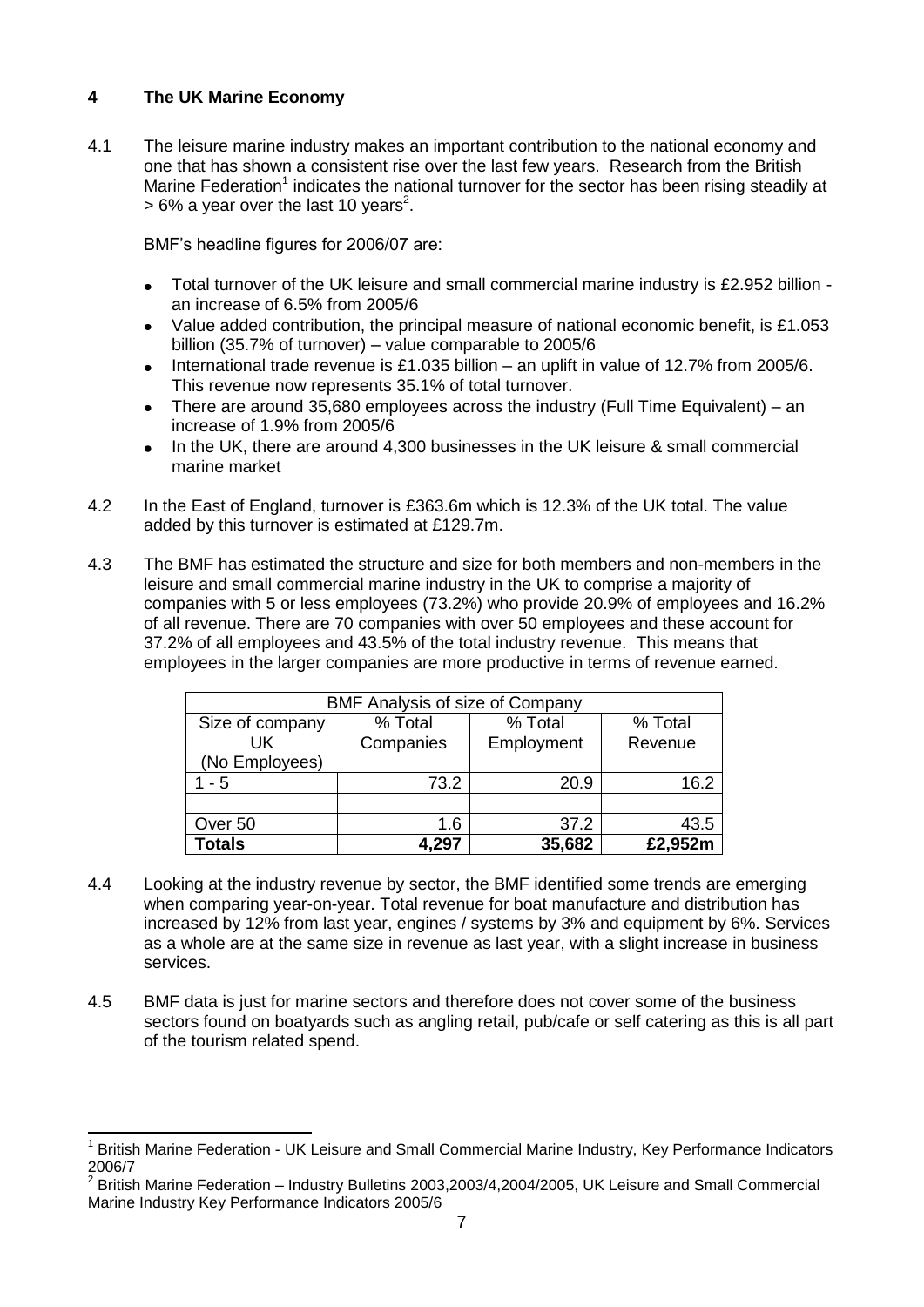## 4 The UK Marine Economy

4.1 The leisure marine industry makes an important contribution to the national economy and one that has shown a consistent rise over the last few years. Research from the British Marine Federation[1] indicates the national turnover for the sector has been rising steadily at > 6% a year over the last 10 years[2].

BMF's headline figures for 2006/07 are:

- Total turnover of the UK leisure and small commercial marine industry is £2.952 billion - an increase of 6.5% from 2005/6
- Value added contribution, the principal measure of national economic benefit, is £1.053 billion (35.7% of turnover) – value comparable to 2005/6
- International trade revenue is £1.035 billion – an uplift in value of 12.7% from 2005/6. This revenue now represents 35.1% of total turnover.
- There are around 35,680 employees across the industry (Full Time Equivalent) – an increase of 1.9% from 2005/6
- In the UK, there are around 4,300 businesses in the UK leisure & small commercial marine market

4.2 In the East of England, turnover is £363.6m which is 12.3% of the UK total. The value added by this turnover is estimated at £129.7m.

4.3 The BMF has estimated the structure and size for both members and non-members in the leisure and small commercial marine industry in the UK to comprise a majority of companies with 5 or less employees (73.2%) who provide 20.9% of employees and 16.2% of all revenue. There are 70 companies with over 50 employees and these account for 37.2% of all employees and 43.5% of the total industry revenue. This means that employees in the larger companies are more productive in terms of revenue earned.

| BMF Analysis of size of Company | | | |
|---|---|---|---|
| Size of company UK (No Employees) | % Total Companies | % Total Employment | % Total Revenue |
| 1 - 5 | 73.2 | 20.9 | 16.2 |
| | | | |
| Over 50 | 1.6 | 37.2 | 43.5 |
| **Totals** | **4,297** | **35,682** | **£2,952m** |

4.4 Looking at the industry revenue by sector, the BMF identified some trends are emerging when comparing year-on-year. Total revenue for boat manufacture and distribution has increased by 12% from last year, engines / systems by 3% and equipment by 6%. Services as a whole are at the same size in revenue as last year, with a slight increase in business services.

4.5 BMF data is just for marine sectors and therefore does not cover some of the business sectors found on boatyards such as angling retail, pub/cafe or self catering as this is all part of the tourism related spend.

[1] British Marine Federation - UK Leisure and Small Commercial Marine Industry, Key Performance Indicators 2006/7

[2] British Marine Federation – Industry Bulletins 2003,2003/4,2004/2005, UK Leisure and Small Commercial Marine Industry Key Performance Indicators 2005/6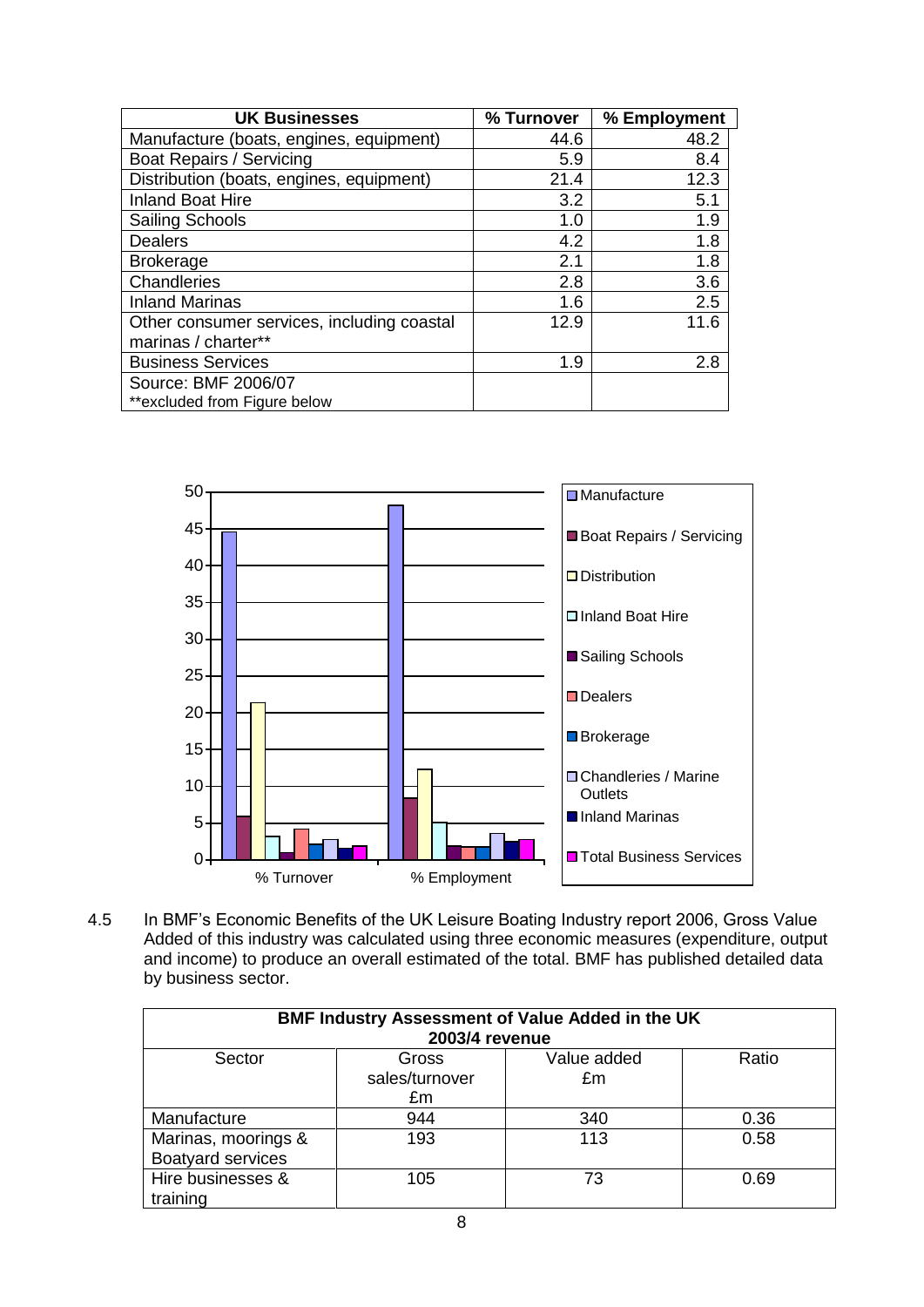| UK Businesses | % Turnover | % Employment |
|---|---|---|
| Manufacture (boats, engines, equipment) | 44.6 | 48.2 |
| Boat Repairs / Servicing | 5.9 | 8.4 |
| Distribution (boats, engines, equipment) | 21.4 | 12.3 |
| Inland Boat Hire | 3.2 | 5.1 |
| Sailing Schools | 1.0 | 1.9 |
| Dealers | 4.2 | 1.8 |
| Brokerage | 2.1 | 1.8 |
| Chandleries | 2.8 | 3.6 |
| Inland Marinas | 1.6 | 2.5 |
| Other consumer services, including coastal marinas / charter** | 12.9 | 11.6 |
| Business Services | 1.9 | 2.8 |
| Source: BMF 2006/07<br>**excluded from Figure below | | |

50
45
40
35
30
25
20
15
10
5
0
% Turnover
% Employment

Manufacture
Boat Repairs / Servicing
Distribution
Inland Boat Hire
Sailing Schools
Dealers
Brokerage
Chandleries / Marine Outlets
Inland Marinas
Total Business Services

4.5 In BMF's Economic Benefits of the UK Leisure Boating Industry report 2006, Gross Value Added of this industry was calculated using three economic measures (expenditure, output and income) to produce an overall estimated of the total. BMF has published detailed data by business sector.

| BMF Industry Assessment of Value Added in the UK 2003/4 revenue | | | |
|---|---|---|---|
| Sector | Gross sales/turnover £m | Value added £m | Ratio |
| Manufacture | 944 | 340 | 0.36 |
| Marinas, moorings & Boatyard services | 193 | 113 | 0.58 |
| Hire businesses & training | 105 | 73 | 0.69 |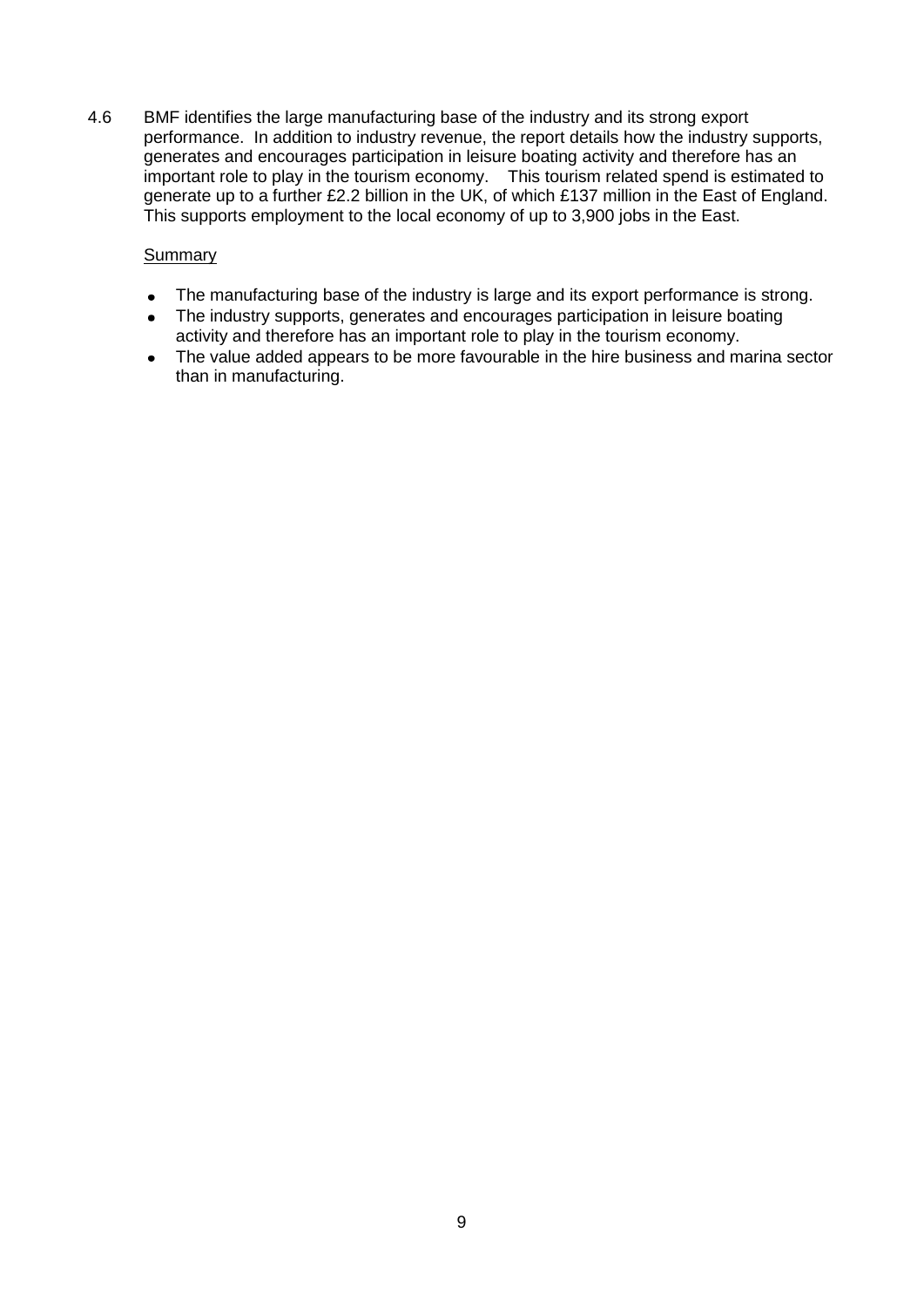4.6 BMF identifies the large manufacturing base of the industry and its strong export performance. In addition to industry revenue, the report details how the industry supports, generates and encourages participation in leisure boating activity and therefore has an important role to play in the tourism economy. This tourism related spend is estimated to generate up to a further £2.2 billion in the UK, of which £137 million in the East of England. This supports employment to the local economy of up to 3,900 jobs in the East.

Summary

- The manufacturing base of the industry is large and its export performance is strong.
- The industry supports, generates and encourages participation in leisure boating activity and therefore has an important role to play in the tourism economy.
- The value added appears to be more favourable in the hire business and marina sector than in manufacturing.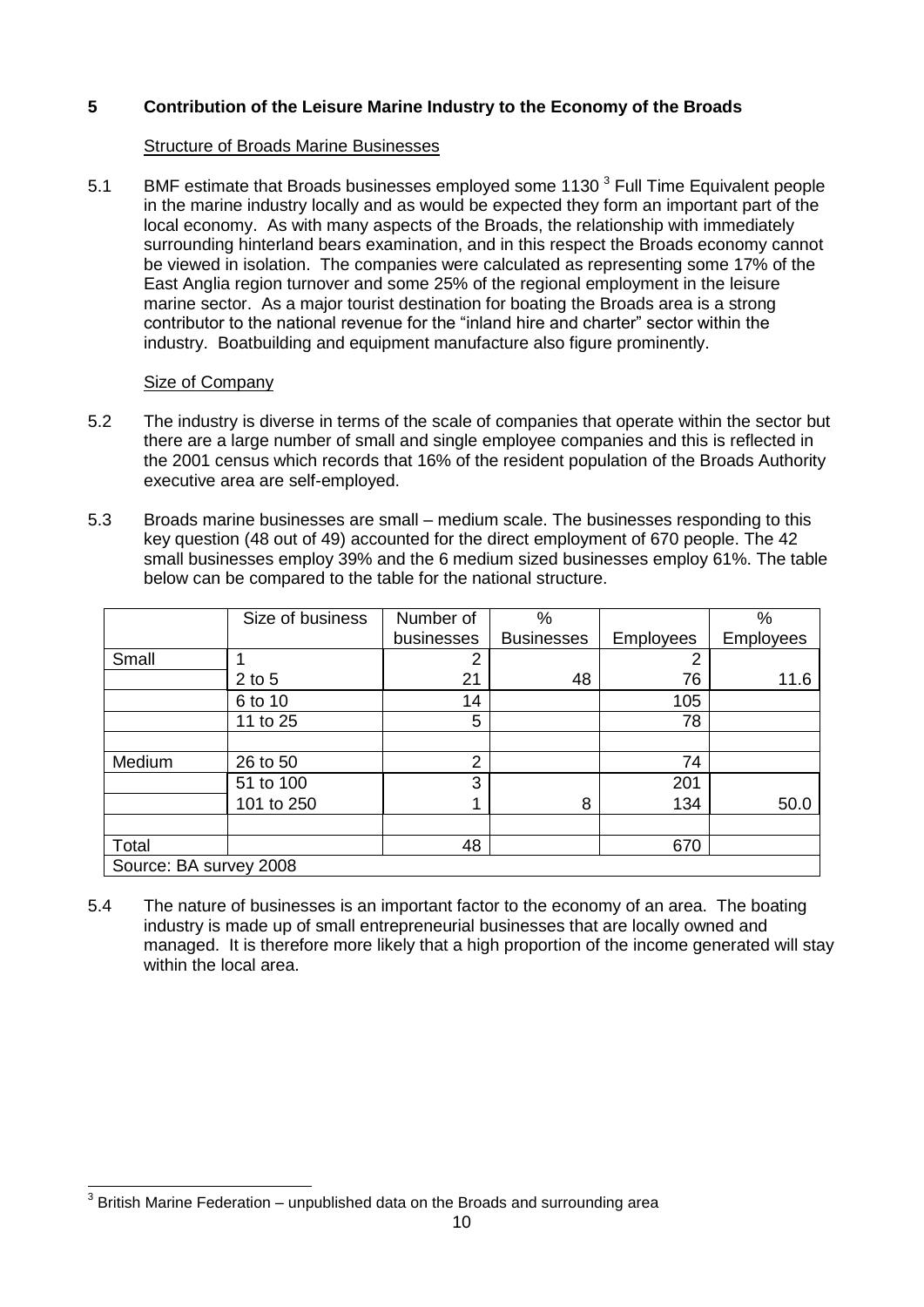## 5 Contribution of the Leisure Marine Industry to the Economy of the Broads

### Structure of Broads Marine Businesses

5.1 BMF estimate that Broads businesses employed some 1130 [3] Full Time Equivalent people in the marine industry locally and as would be expected they form an important part of the local economy. As with many aspects of the Broads, the relationship with immediately surrounding hinterland bears examination, and in this respect the Broads economy cannot be viewed in isolation. The companies were calculated as representing some 17% of the East Anglia region turnover and some 25% of the regional employment in the leisure marine sector. As a major tourist destination for boating the Broads area is a strong contributor to the national revenue for the "inland hire and charter" sector within the industry. Boatbuilding and equipment manufacture also figure prominently.

### Size of Company

5.2 The industry is diverse in terms of the scale of companies that operate within the sector but there are a large number of small and single employee companies and this is reflected in the 2001 census which records that 16% of the resident population of the Broads Authority executive area are self-employed.

5.3 Broads marine businesses are small – medium scale. The businesses responding to this key question (48 out of 49) accounted for the direct employment of 670 people. The 42 small businesses employ 39% and the 6 medium sized businesses employ 61%. The table below can be compared to the table for the national structure.

| | Size of business | Number of businesses | % Businesses | Employees | % Employees |
|---|---|---|---|---|---|
| Small | 1 | 2 | | 2 | |
| | 2 to 5 | 21 | 48 | 76 | 11.6 |
| | 6 to 10 | 14 | | 105 | |
| | 11 to 25 | 5 | | 78 | |
| | | | | | |
| Medium | 26 to 50 | 2 | | 74 | |
| | 51 to 100 | 3 | | 201 | |
| | 101 to 250 | 1 | 8 | 134 | 50.0 |
| | | | | | |
| Total | | 48 | | 670 | |
| Source: BA survey 2008 | | | | | |

5.4 The nature of businesses is an important factor to the economy of an area. The boating industry is made up of small entrepreneurial businesses that are locally owned and managed. It is therefore more likely that a high proportion of the income generated will stay within the local area.

[3] British Marine Federation – unpublished data on the Broads and surrounding area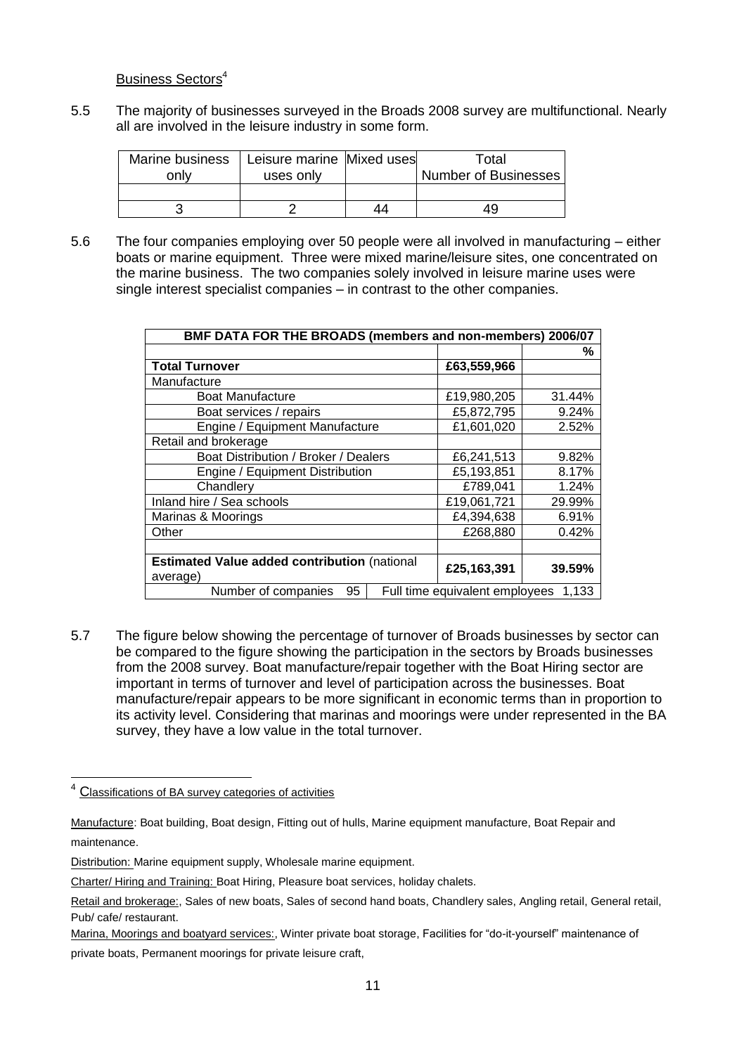Business Sectors[4]

5.5 The majority of businesses surveyed in the Broads 2008 survey are multifunctional. Nearly all are involved in the leisure industry in some form.

| Marine business only | Leisure marine uses only | Mixed uses | Total Number of Businesses |
|---|---|---|---|
| | | | |
| 3 | 2 | 44 | 49 |

5.6 The four companies employing over 50 people were all involved in manufacturing – either boats or marine equipment. Three were mixed marine/leisure sites, one concentrated on the marine business. The two companies solely involved in leisure marine uses were single interest specialist companies – in contrast to the other companies.

| BMF DATA FOR THE BROADS (members and non-members) 2006/07 | | |
|---|---|---|
| | | % |
| **Total Turnover** | **£63,559,966** | |
| Manufacture | | |
| Boat Manufacture | £19,980,205 | 31.44% |
| Boat services / repairs | £5,872,795 | 9.24% |
| Engine / Equipment Manufacture | £1,601,020 | 2.52% |
| Retail and brokerage | | |
| Boat Distribution / Broker / Dealers | £6,241,513 | 9.82% |
| Engine / Equipment Distribution | £5,193,851 | 8.17% |
| Chandlery | £789,041 | 1.24% |
| Inland hire / Sea schools | £19,061,721 | 29.99% |
| Marinas & Moorings | £4,394,638 | 6.91% |
| Other | £268,880 | 0.42% |
| | | |
| **Estimated Value added contribution** (national average) | **£25,163,391** | **39.59%** |
| Number of companies 95 | Full time equivalent employees 1,133 | |

5.7 The figure below showing the percentage of turnover of Broads businesses by sector can be compared to the figure showing the participation in the sectors by Broads businesses from the 2008 survey. Boat manufacture/repair together with the Boat Hiring sector are important in terms of turnover and level of participation across the businesses. Boat manufacture/repair appears to be more significant in economic terms than in proportion to its activity level. Considering that marinas and moorings were under represented in the BA survey, they have a low value in the total turnover.

---

[4] Classifications of BA survey categories of activities

Manufacture: Boat building, Boat design, Fitting out of hulls, Marine equipment manufacture, Boat Repair and maintenance.

Distribution: Marine equipment supply, Wholesale marine equipment.

Charter/ Hiring and Training: Boat Hiring, Pleasure boat services, holiday chalets.

Retail and brokerage:, Sales of new boats, Sales of second hand boats, Chandlery sales, Angling retail, General retail, Pub/ cafe/ restaurant.

Marina, Moorings and boatyard services:, Winter private boat storage, Facilities for "do-it-yourself" maintenance of private boats, Permanent moorings for private leisure craft,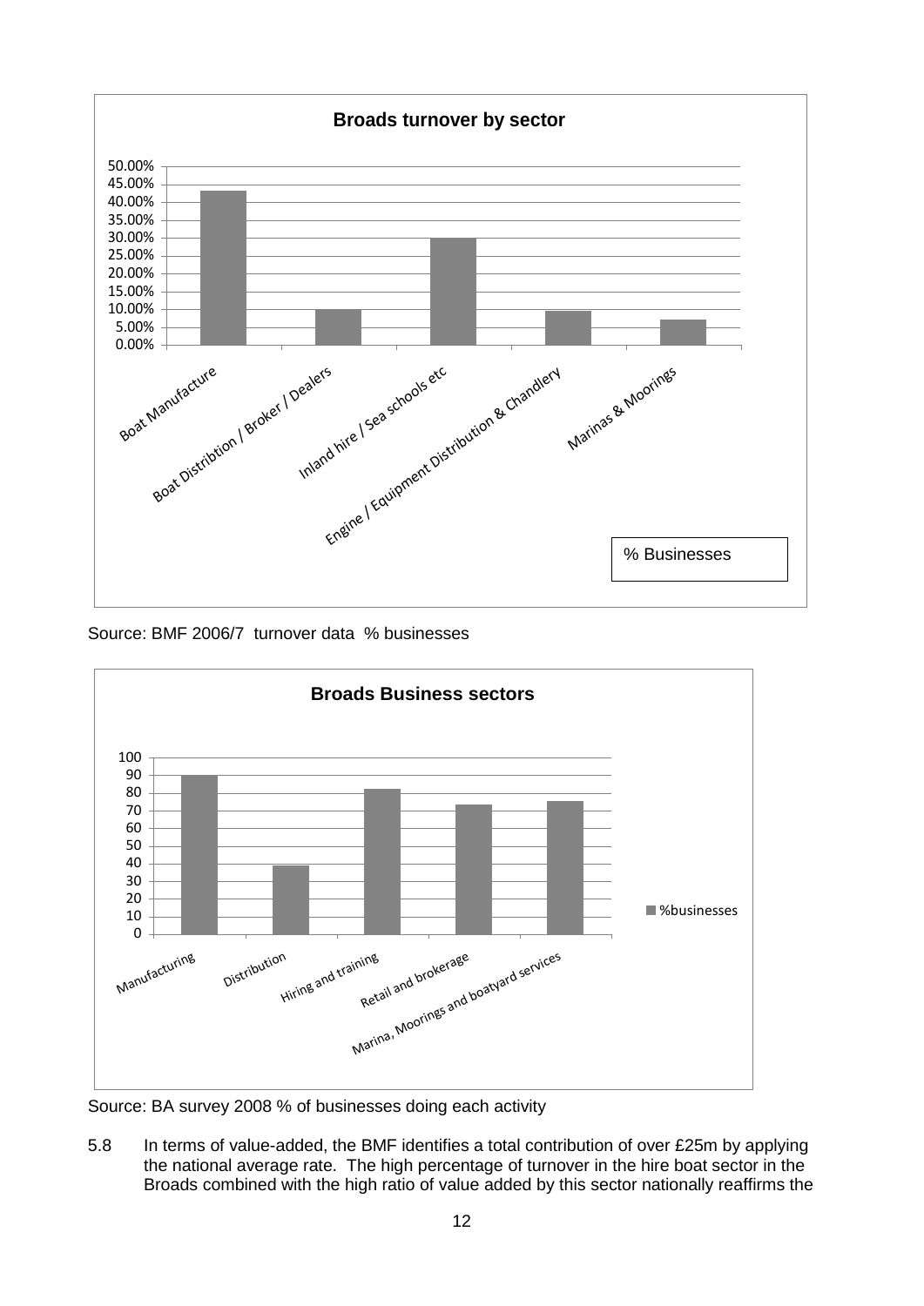**Broads turnover by sector**

50.00%
45.00%
40.00%
35.00%
30.00%
25.00%
20.00%
15.00%
10.00%
5.00%
0.00%

Boat Manufacture
Boat Distribtion / Broker / Dealers
Inland hire / Sea schools etc
Engine / Equipment Distribution & Chandlery
Marinas & Moorings

% Businesses

Source: BMF 2006/7 turnover data % businesses

**Broads Business sectors**

100
90
80
70
60
50
40
30
20
10
0

Manufacturing
Distribution
Hiring and training
Retail and brokerage
Marina, Moorings and boatyard services

%businesses

Source: BA survey 2008 % of businesses doing each activity

5.8 In terms of value-added, the BMF identifies a total contribution of over £25m by applying the national average rate. The high percentage of turnover in the hire boat sector in the Broads combined with the high ratio of value added by this sector nationally reaffirms the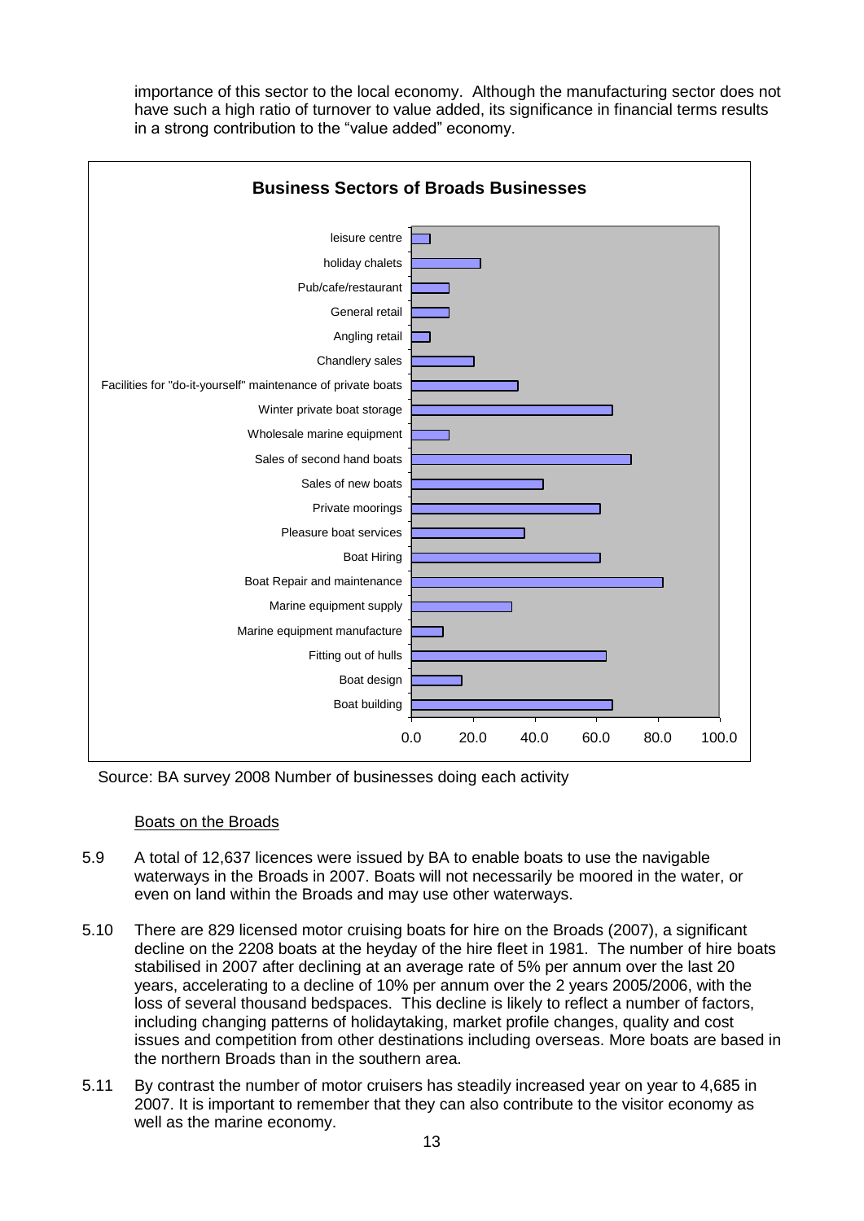importance of this sector to the local economy. Although the manufacturing sector does not have such a high ratio of turnover to value added, its significance in financial terms results in a strong contribution to the "value added" economy.

**Business Sectors of Broads Businesses**

leisure centre
holiday chalets
Pub/cafe/restaurant
General retail
Angling retail
Chandlery sales
Facilities for "do-it-yourself" maintenance of private boats
Winter private boat storage
Wholesale marine equipment
Sales of second hand boats
Sales of new boats
Private moorings
Pleasure boat services
Boat Hiring
Boat Repair and maintenance
Marine equipment supply
Marine equipment manufacture
Fitting out of hulls
Boat design
Boat building

0.0 20.0 40.0 60.0 80.0 100.0

Source: BA survey 2008 Number of businesses doing each activity

Boats on the Broads

5.9 A total of 12,637 licences were issued by BA to enable boats to use the navigable waterways in the Broads in 2007. Boats will not necessarily be moored in the water, or even on land within the Broads and may use other waterways.

5.10 There are 829 licensed motor cruising boats for hire on the Broads (2007), a significant decline on the 2208 boats at the heyday of the hire fleet in 1981. The number of hire boats stabilised in 2007 after declining at an average rate of 5% per annum over the last 20 years, accelerating to a decline of 10% per annum over the 2 years 2005/2006, with the loss of several thousand bedspaces. This decline is likely to reflect a number of factors, including changing patterns of holidaytaking, market profile changes, quality and cost issues and competition from other destinations including overseas. More boats are based in the northern Broads than in the southern area.

5.11 By contrast the number of motor cruisers has steadily increased year on year to 4,685 in 2007. It is important to remember that they can also contribute to the visitor economy as well as the marine economy.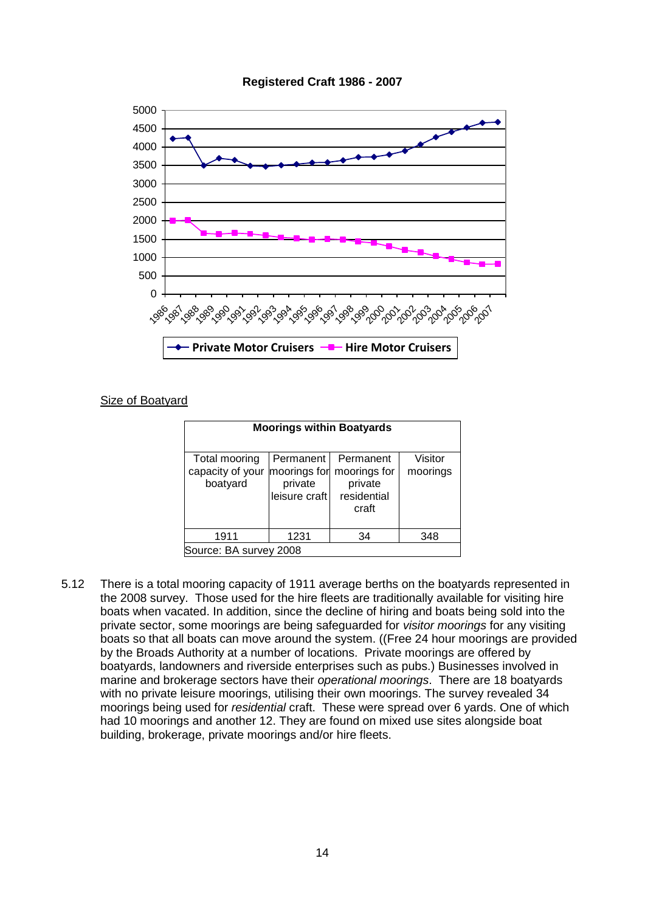**Registered Craft 1986 - 2007**

5000
4500
4000
3500
3000
2500
2000
1500
1000
500
0

1986 1987 1988 1989 1990 1991 1992 1993 1994 1995 1996 1997 1998 1999 2000 2001 2002 2003 2004 2005 2006 2007

Private Motor Cruisers — Hire Motor Cruisers

Size of Boatyard

| Moorings within Boatyards | | | |
|---|---|---|---|
| Total mooring capacity of your boatyard | Permanent moorings for private leisure craft | Permanent moorings for private residential craft | Visitor moorings |
| 1911 | 1231 | 34 | 348 |
| Source: BA survey 2008 | | | |

5.12 There is a total mooring capacity of 1911 average berths on the boatyards represented in the 2008 survey. Those used for the hire fleets are traditionally available for visiting hire boats when vacated. In addition, since the decline of hiring and boats being sold into the private sector, some moorings are being safeguarded for *visitor moorings* for any visiting boats so that all boats can move around the system. ((Free 24 hour moorings are provided by the Broads Authority at a number of locations. Private moorings are offered by boatyards, landowners and riverside enterprises such as pubs.) Businesses involved in marine and brokerage sectors have their *operational moorings*. There are 18 boatyards with no private leisure moorings, utilising their own moorings. The survey revealed 34 moorings being used for *residential* craft. These were spread over 6 yards. One of which had 10 moorings and another 12. They are found on mixed use sites alongside boat building, brokerage, private moorings and/or hire fleets.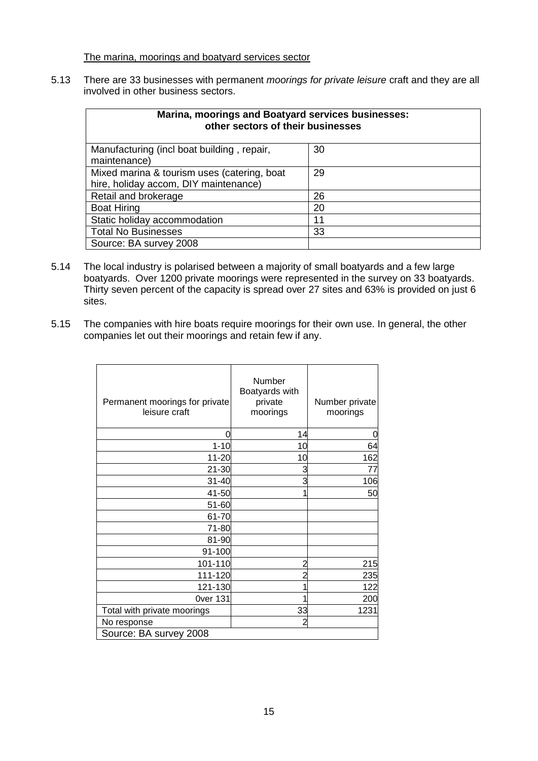The marina, moorings and boatyard services sector

5.13 There are 33 businesses with permanent *moorings for private leisure* craft and they are all involved in other business sectors.

| Marina, moorings and Boatyard services businesses: other sectors of their businesses | |
|---|---|
| Manufacturing (incl boat building , repair, maintenance) | 30 |
| Mixed marina & tourism uses (catering, boat hire, holiday accom, DIY maintenance) | 29 |
| Retail and brokerage | 26 |
| Boat Hiring | 20 |
| Static holiday accommodation | 11 |
| Total No Businesses | 33 |
| Source: BA survey 2008 | |

5.14 The local industry is polarised between a majority of small boatyards and a few large boatyards. Over 1200 private moorings were represented in the survey on 33 boatyards. Thirty seven percent of the capacity is spread over 27 sites and 63% is provided on just 6 sites.

5.15 The companies with hire boats require moorings for their own use. In general, the other companies let out their moorings and retain few if any.

| Permanent moorings for private leisure craft | Number Boatyards with private moorings | Number private moorings |
|---|---|---|
| 0 | 14 | 0 |
| 1-10 | 10 | 64 |
| 11-20 | 10 | 162 |
| 21-30 | 3 | 77 |
| 31-40 | 3 | 106 |
| 41-50 | 1 | 50 |
| 51-60 | | |
| 61-70 | | |
| 71-80 | | |
| 81-90 | | |
| 91-100 | | |
| 101-110 | 2 | 215 |
| 111-120 | 2 | 235 |
| 121-130 | 1 | 122 |
| 0ver 131 | 1 | 200 |
| Total with private moorings | 33 | 1231 |
| No response | 2 | |
| Source: BA survey 2008 | | |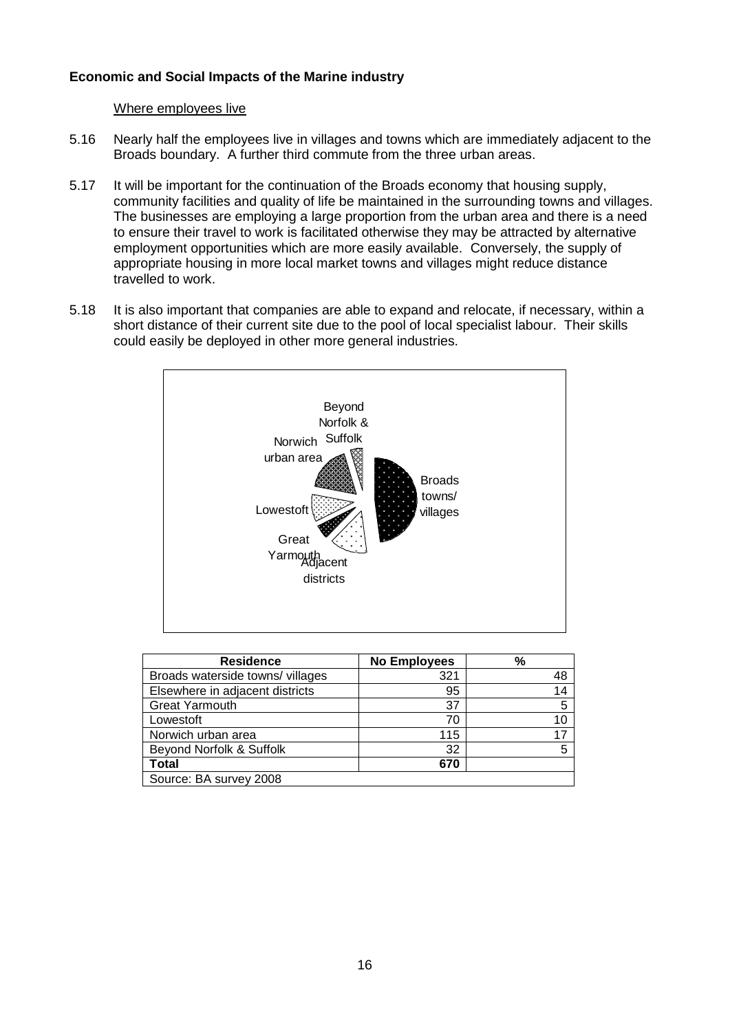**Economic and Social Impacts of the Marine industry**

Where employees live

5.16 Nearly half the employees live in villages and towns which are immediately adjacent to the Broads boundary. A further third commute from the three urban areas.

5.17 It will be important for the continuation of the Broads economy that housing supply, community facilities and quality of life be maintained in the surrounding towns and villages. The businesses are employing a large proportion from the urban area and there is a need to ensure their travel to work is facilitated otherwise they may be attracted by alternative employment opportunities which are more easily available. Conversely, the supply of appropriate housing in more local market towns and villages might reduce distance travelled to work.

5.18 It is also important that companies are able to expand and relocate, if necessary, within a short distance of their current site due to the pool of local specialist labour. Their skills could easily be deployed in other more general industries.

Beyond Norfolk & Suffolk
Norwich urban area
Broads towns/ villages
Lowestoft
Great Yarmouth
Adjacent districts

| Residence | No Employees | % |
|---|---|---|
| Broads waterside towns/ villages | 321 | 48 |
| Elsewhere in adjacent districts | 95 | 14 |
| Great Yarmouth | 37 | 5 |
| Lowestoft | 70 | 10 |
| Norwich urban area | 115 | 17 |
| Beyond Norfolk & Suffolk | 32 | 5 |
| **Total** | **670** | |
| Source: BA survey 2008 | | |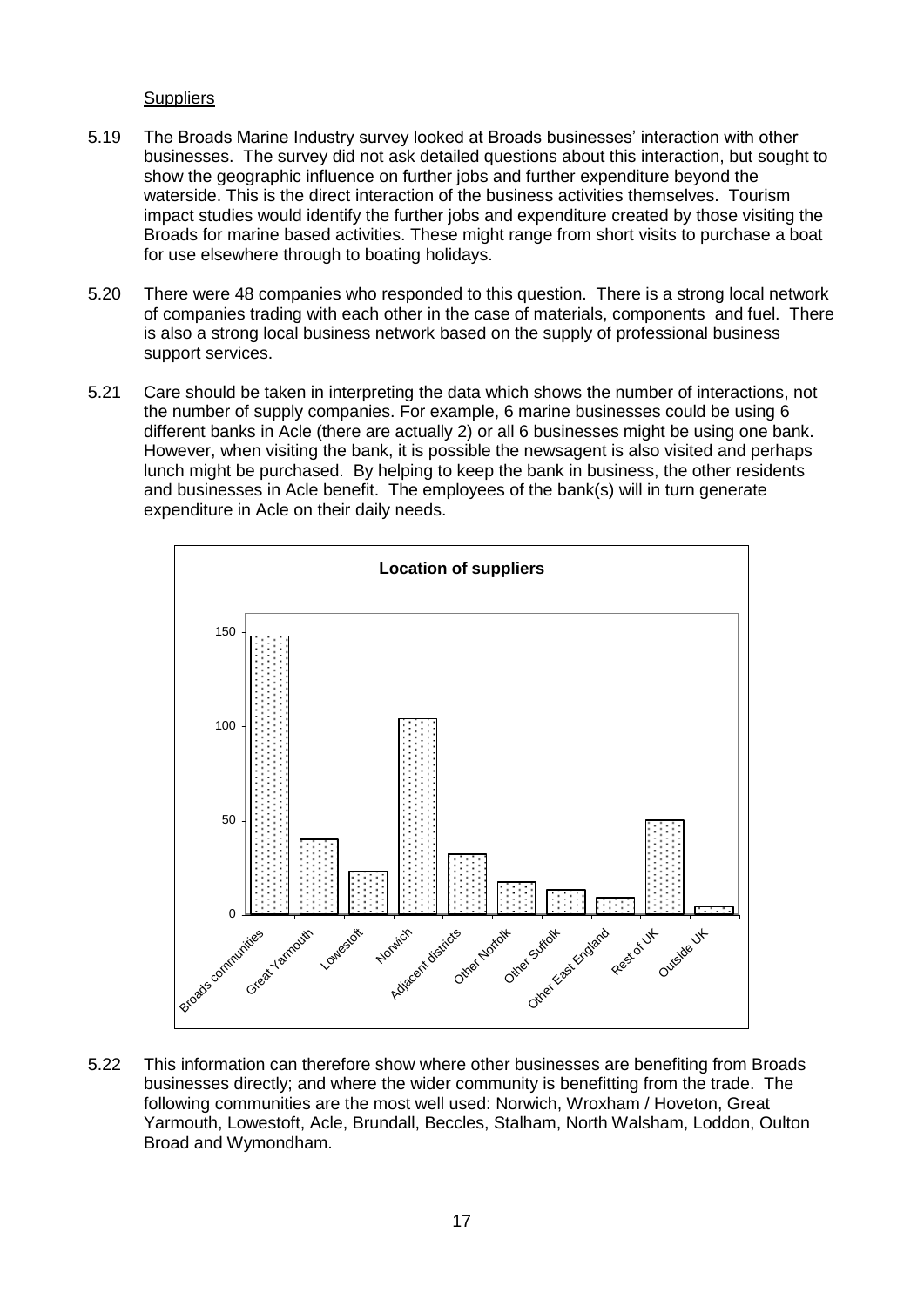Suppliers

5.19 The Broads Marine Industry survey looked at Broads businesses' interaction with other businesses. The survey did not ask detailed questions about this interaction, but sought to show the geographic influence on further jobs and further expenditure beyond the waterside. This is the direct interaction of the business activities themselves. Tourism impact studies would identify the further jobs and expenditure created by those visiting the Broads for marine based activities. These might range from short visits to purchase a boat for use elsewhere through to boating holidays.

5.20 There were 48 companies who responded to this question. There is a strong local network of companies trading with each other in the case of materials, components and fuel. There is also a strong local business network based on the supply of professional business support services.

5.21 Care should be taken in interpreting the data which shows the number of interactions, not the number of supply companies. For example, 6 marine businesses could be using 6 different banks in Acle (there are actually 2) or all 6 businesses might be using one bank. However, when visiting the bank, it is possible the newsagent is also visited and perhaps lunch might be purchased. By helping to keep the bank in business, the other residents and businesses in Acle benefit. The employees of the bank(s) will in turn generate expenditure in Acle on their daily needs.

Location of suppliers

150
100
50
0

Broads communities
Great Yarmouth
Lowestoft
Norwich
Adjacent districts
Other Norfolk
Other Suffolk
Other East England
Rest of UK
Outside UK

5.22 This information can therefore show where other businesses are benefiting from Broads businesses directly; and where the wider community is benefitting from the trade. The following communities are the most well used: Norwich, Wroxham / Hoveton, Great Yarmouth, Lowestoft, Acle, Brundall, Beccles, Stalham, North Walsham, Loddon, Oulton Broad and Wymondham.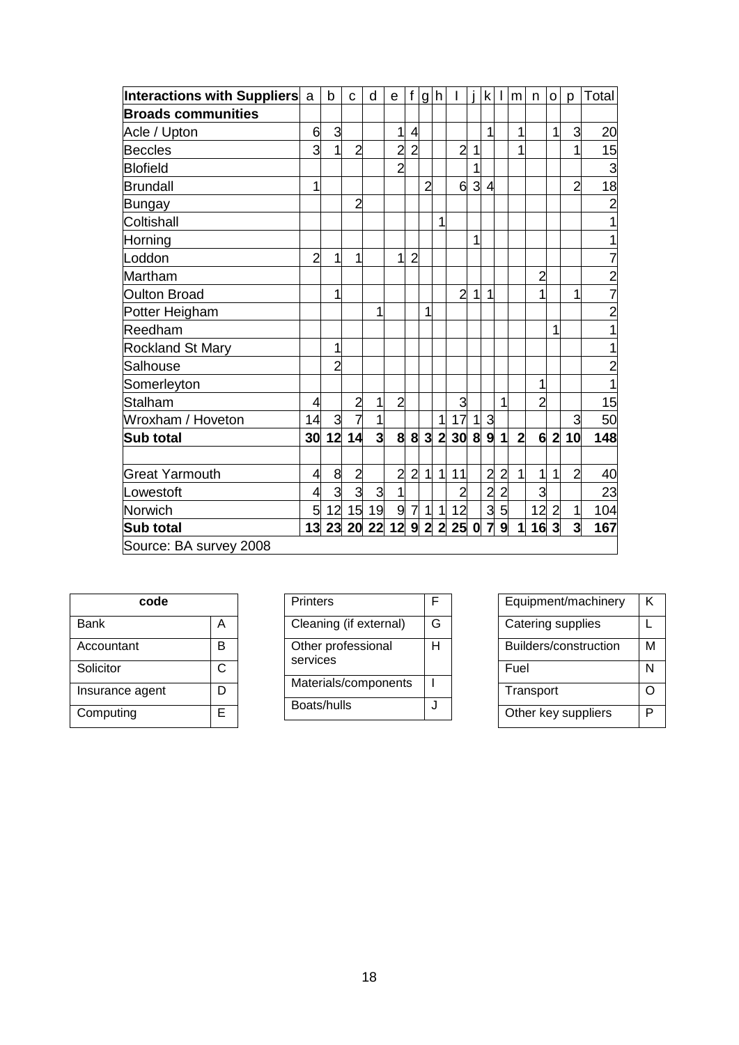| Interactions with Suppliers | a | b | c | d | e | f | g | h | I | j | k | l | m | n | o | p | Total |
|---|---|---|---|---|---|---|---|---|---|---|---|---|---|---|---|---|---|
| **Broads communities** | | | | | | | | | | | | | | | | | |
| Acle / Upton | 6 | 3 | | | 1 | 4 | | | | | 1 | | 1 | | 1 | 3 | 20 |
| Beccles | 3 | 1 | 2 | | 2 | 2 | | | 2 | 1 | | | 1 | | | 1 | 15 |
| Blofield | | | | | 2 | | | | | 1 | | | | | | | 3 |
| Brundall | 1 | | | | | | 2 | | 6 | 3 | 4 | | | | | 2 | 18 |
| Bungay | | | 2 | | | | | | | | | | | | | | 2 |
| Coltishall | | | | | | | | 1 | | | | | | | | | 1 |
| Horning | | | | | | | | | | 1 | | | | | | | 1 |
| Loddon | 2 | 1 | 1 | | 1 | 2 | | | | | | | | | | | 7 |
| Martham | | | | | | | | | | | | | | 2 | | | 2 |
| Oulton Broad | | 1 | | | | | | | 2 | 1 | 1 | | | 1 | | 1 | 7 |
| Potter Heigham | | | | 1 | | | 1 | | | | | | | | | | 2 |
| Reedham | | | | | | | | | | | | | | | 1 | | 1 |
| Rockland St Mary | | 1 | | | | | | | | | | | | | | | 1 |
| Salhouse | | 2 | | | | | | | | | | | | | | | 2 |
| Somerleyton | | | | | | | | | | | | | | 1 | | | 1 |
| Stalham | 4 | | 2 | 1 | 2 | | | | 3 | | | 1 | | 2 | | | 15 |
| Wroxham / Hoveton | 14 | 3 | 7 | 1 | | | | 1 | 17 | 1 | 3 | | | | | 3 | 50 |
| **Sub total** | **30** | **12** | **14** | **3** | **8** | **8** | **3** | **2** | **30** | **8** | **9** | **1** | **2** | **6** | **2** | **10** | **148** |
| | | | | | | | | | | | | | | | | | |
| Great Yarmouth | 4 | 8 | 2 | | 2 | 2 | 1 | 1 | 11 | | 2 | 2 | 1 | 1 | 1 | 2 | 40 |
| Lowestoft | 4 | 3 | 3 | 3 | 1 | | | | 2 | | 2 | 2 | | 3 | | | 23 |
| Norwich | 5 | 12 | 15 | 19 | 9 | 7 | 1 | 1 | 12 | | 3 | 5 | | 12 | 2 | 1 | 104 |
| **Sub total** | **13** | **23** | **20** | **22** | **12** | **9** | **2** | **2** | **25** | **0** | **7** | **9** | **1** | **16** | **3** | **3** | **167** |

Source: BA survey 2008

| code | |
|---|---|
| Bank | A |
| Accountant | B |
| Solicitor | C |
| Insurance agent | D |
| Computing | E |

| | |
|---|---|
| Printers | F |
| Cleaning (if external) | G |
| Other professional services | H |
| Materials/components | I |
| Boats/hulls | J |

| | |
|---|---|
| Equipment/machinery | K |
| Catering supplies | L |
| Builders/construction | M |
| Fuel | N |
| Transport | O |
| Other key suppliers | P |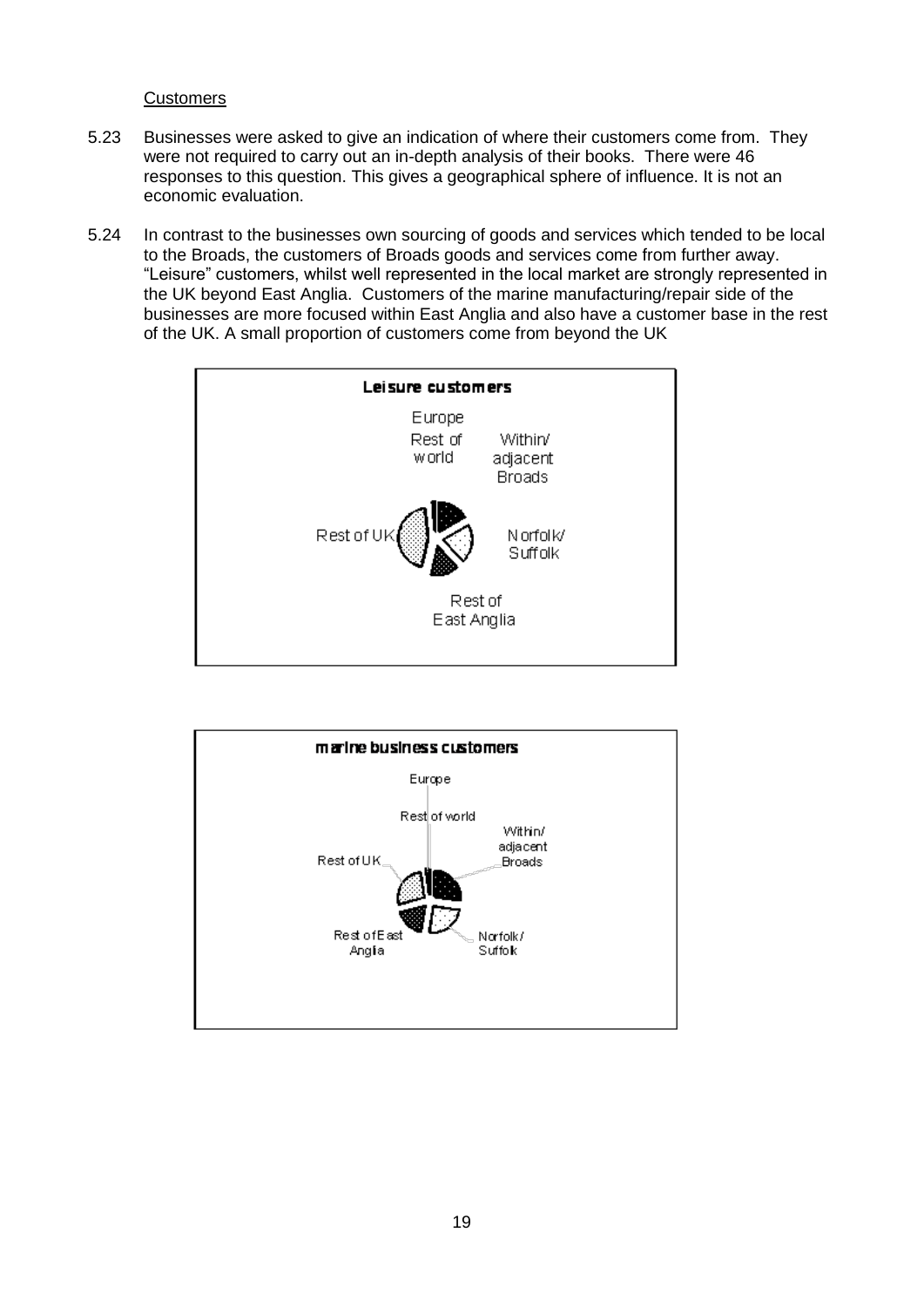<u>Customers</u>

5.23 Businesses were asked to give an indication of where their customers come from. They were not required to carry out an in-depth analysis of their books. There were 46 responses to this question. This gives a geographical sphere of influence. It is not an economic evaluation.

5.24 In contrast to the businesses own sourcing of goods and services which tended to be local to the Broads, the customers of Broads goods and services come from further away. "Leisure" customers, whilst well represented in the local market are strongly represented in the UK beyond East Anglia. Customers of the marine manufacturing/repair side of the businesses are more focused within East Anglia and also have a customer base in the rest of the UK. A small proportion of customers come from beyond the UK

**Leisure customers**

Europe
Rest of world
Within/ adjacent Broads
Norfolk/ Suffolk
Rest of East Anglia
Rest of UK

**marine business customers**

Europe
Rest of world
Within/ adjacent Broads
Norfolk/ Suffolk
Rest of East Anglia
Rest of UK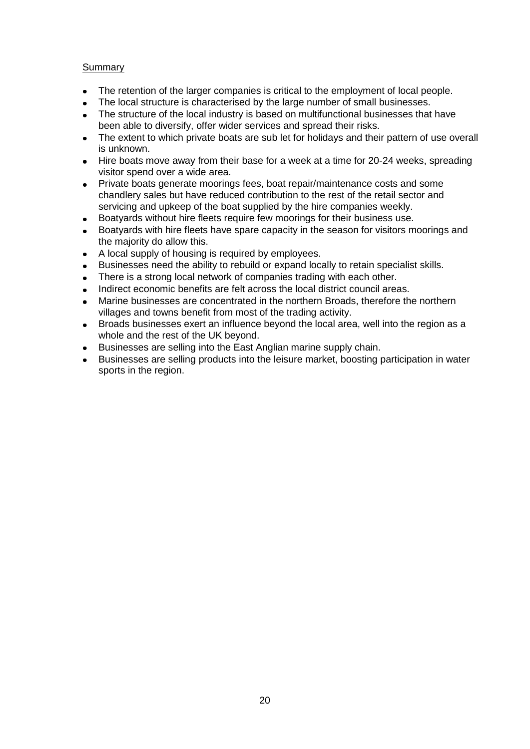Summary

- The retention of the larger companies is critical to the employment of local people.
- The local structure is characterised by the large number of small businesses.
- The structure of the local industry is based on multifunctional businesses that have been able to diversify, offer wider services and spread their risks.
- The extent to which private boats are sub let for holidays and their pattern of use overall is unknown.
- Hire boats move away from their base for a week at a time for 20-24 weeks, spreading visitor spend over a wide area.
- Private boats generate moorings fees, boat repair/maintenance costs and some chandlery sales but have reduced contribution to the rest of the retail sector and servicing and upkeep of the boat supplied by the hire companies weekly.
- Boatyards without hire fleets require few moorings for their business use.
- Boatyards with hire fleets have spare capacity in the season for visitors moorings and the majority do allow this.
- A local supply of housing is required by employees.
- Businesses need the ability to rebuild or expand locally to retain specialist skills.
- There is a strong local network of companies trading with each other.
- Indirect economic benefits are felt across the local district council areas.
- Marine businesses are concentrated in the northern Broads, therefore the northern villages and towns benefit from most of the trading activity.
- Broads businesses exert an influence beyond the local area, well into the region as a whole and the rest of the UK beyond.
- Businesses are selling into the East Anglian marine supply chain.
- Businesses are selling products into the leisure market, boosting participation in water sports in the region.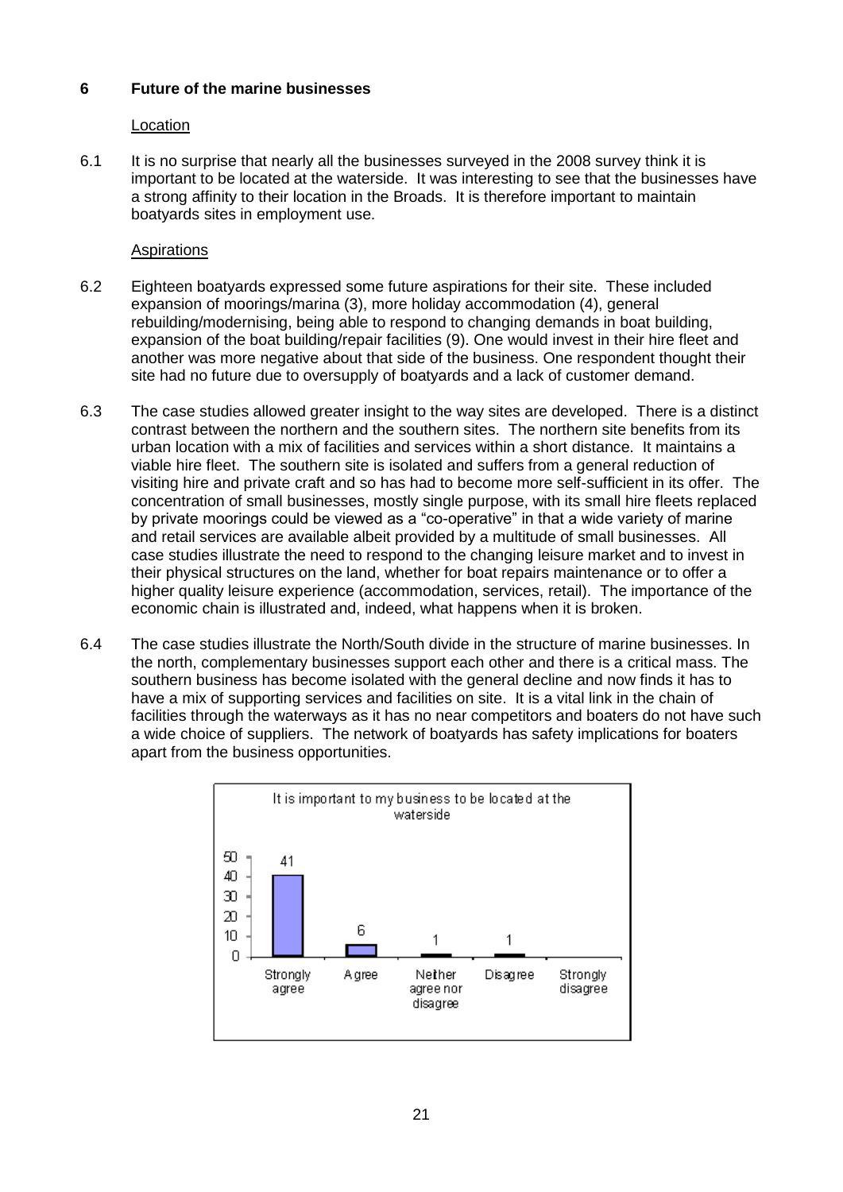## 6 Future of the marine businesses

### Location

6.1 It is no surprise that nearly all the businesses surveyed in the 2008 survey think it is important to be located at the waterside. It was interesting to see that the businesses have a strong affinity to their location in the Broads. It is therefore important to maintain boatyards sites in employment use.

### Aspirations

6.2 Eighteen boatyards expressed some future aspirations for their site. These included expansion of moorings/marina (3), more holiday accommodation (4), general rebuilding/modernising, being able to respond to changing demands in boat building, expansion of the boat building/repair facilities (9). One would invest in their hire fleet and another was more negative about that side of the business. One respondent thought their site had no future due to oversupply of boatyards and a lack of customer demand.

6.3 The case studies allowed greater insight to the way sites are developed. There is a distinct contrast between the northern and the southern sites. The northern site benefits from its urban location with a mix of facilities and services within a short distance. It maintains a viable hire fleet. The southern site is isolated and suffers from a general reduction of visiting hire and private craft and so has had to become more self-sufficient in its offer. The concentration of small businesses, mostly single purpose, with its small hire fleets replaced by private moorings could be viewed as a "co-operative" in that a wide variety of marine and retail services are available albeit provided by a multitude of small businesses. All case studies illustrate the need to respond to the changing leisure market and to invest in their physical structures on the land, whether for boat repairs maintenance or to offer a higher quality leisure experience (accommodation, services, retail). The importance of the economic chain is illustrated and, indeed, what happens when it is broken.

6.4 The case studies illustrate the North/South divide in the structure of marine businesses. In the north, complementary businesses support each other and there is a critical mass. The southern business has become isolated with the general decline and now finds it has to have a mix of supporting services and facilities on site. It is a vital link in the chain of facilities through the waterways as it has no near competitors and boaters do not have such a wide choice of suppliers. The network of boatyards has safety implications for boaters apart from the business opportunities.

It is important to my business to be located at the waterside

| Strongly agree | Agree | Neither agree nor disagree | Disagree | Strongly disagree |
| --- | --- | --- | --- | --- |
| 41 | 6 | 1 | 1 | |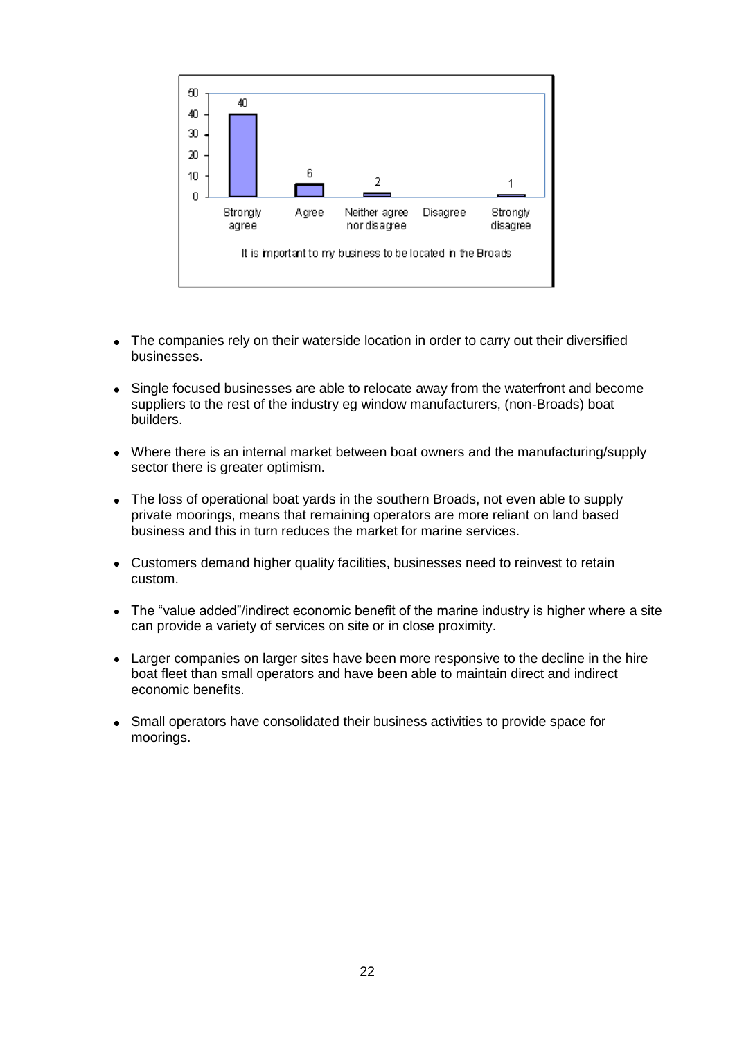| Strongly agree | Agree | Neither agree nor disagree | Disagree | Strongly disagree |
|---|---|---|---|---|
| 40 | 6 | 2 | | 1 |

It is important to my business to be located in the Broads

- The companies rely on their waterside location in order to carry out their diversified businesses.
- Single focused businesses are able to relocate away from the waterfront and become suppliers to the rest of the industry eg window manufacturers, (non-Broads) boat builders.
- Where there is an internal market between boat owners and the manufacturing/supply sector there is greater optimism.
- The loss of operational boat yards in the southern Broads, not even able to supply private moorings, means that remaining operators are more reliant on land based business and this in turn reduces the market for marine services.
- Customers demand higher quality facilities, businesses need to reinvest to retain custom.
- The "value added"/indirect economic benefit of the marine industry is higher where a site can provide a variety of services on site or in close proximity.
- Larger companies on larger sites have been more responsive to the decline in the hire boat fleet than small operators and have been able to maintain direct and indirect economic benefits.
- Small operators have consolidated their business activities to provide space for moorings.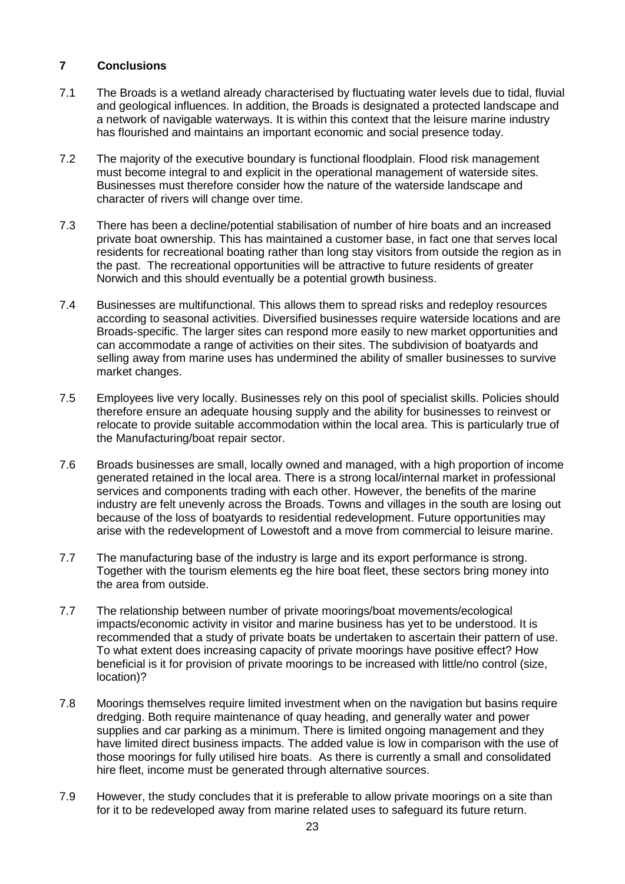## 7 Conclusions

7.1 The Broads is a wetland already characterised by fluctuating water levels due to tidal, fluvial and geological influences. In addition, the Broads is designated a protected landscape and a network of navigable waterways. It is within this context that the leisure marine industry has flourished and maintains an important economic and social presence today.

7.2 The majority of the executive boundary is functional floodplain. Flood risk management must become integral to and explicit in the operational management of waterside sites. Businesses must therefore consider how the nature of the waterside landscape and character of rivers will change over time.

7.3 There has been a decline/potential stabilisation of number of hire boats and an increased private boat ownership. This has maintained a customer base, in fact one that serves local residents for recreational boating rather than long stay visitors from outside the region as in the past. The recreational opportunities will be attractive to future residents of greater Norwich and this should eventually be a potential growth business.

7.4 Businesses are multifunctional. This allows them to spread risks and redeploy resources according to seasonal activities. Diversified businesses require waterside locations and are Broads-specific. The larger sites can respond more easily to new market opportunities and can accommodate a range of activities on their sites. The subdivision of boatyards and selling away from marine uses has undermined the ability of smaller businesses to survive market changes.

7.5 Employees live very locally. Businesses rely on this pool of specialist skills. Policies should therefore ensure an adequate housing supply and the ability for businesses to reinvest or relocate to provide suitable accommodation within the local area. This is particularly true of the Manufacturing/boat repair sector.

7.6 Broads businesses are small, locally owned and managed, with a high proportion of income generated retained in the local area. There is a strong local/internal market in professional services and components trading with each other. However, the benefits of the marine industry are felt unevenly across the Broads. Towns and villages in the south are losing out because of the loss of boatyards to residential redevelopment. Future opportunities may arise with the redevelopment of Lowestoft and a move from commercial to leisure marine.

7.7 The manufacturing base of the industry is large and its export performance is strong. Together with the tourism elements eg the hire boat fleet, these sectors bring money into the area from outside.

7.7 The relationship between number of private moorings/boat movements/ecological impacts/economic activity in visitor and marine business has yet to be understood. It is recommended that a study of private boats be undertaken to ascertain their pattern of use. To what extent does increasing capacity of private moorings have positive effect? How beneficial is it for provision of private moorings to be increased with little/no control (size, location)?

7.8 Moorings themselves require limited investment when on the navigation but basins require dredging. Both require maintenance of quay heading, and generally water and power supplies and car parking as a minimum. There is limited ongoing management and they have limited direct business impacts. The added value is low in comparison with the use of those moorings for fully utilised hire boats. As there is currently a small and consolidated hire fleet, income must be generated through alternative sources.

7.9 However, the study concludes that it is preferable to allow private moorings on a site than for it to be redeveloped away from marine related uses to safeguard its future return.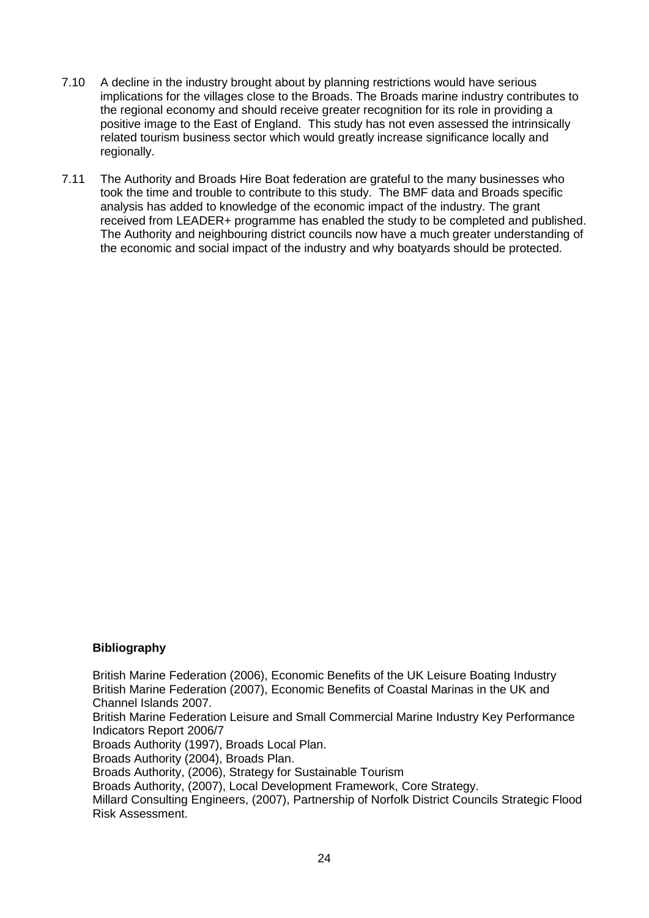7.10 A decline in the industry brought about by planning restrictions would have serious implications for the villages close to the Broads. The Broads marine industry contributes to the regional economy and should receive greater recognition for its role in providing a positive image to the East of England. This study has not even assessed the intrinsically related tourism business sector which would greatly increase significance locally and regionally.

7.11 The Authority and Broads Hire Boat federation are grateful to the many businesses who took the time and trouble to contribute to this study. The BMF data and Broads specific analysis has added to knowledge of the economic impact of the industry. The grant received from LEADER+ programme has enabled the study to be completed and published. The Authority and neighbouring district councils now have a much greater understanding of the economic and social impact of the industry and why boatyards should be protected.

**Bibliography**

British Marine Federation (2006), Economic Benefits of the UK Leisure Boating Industry
British Marine Federation (2007), Economic Benefits of Coastal Marinas in the UK and Channel Islands 2007.
British Marine Federation Leisure and Small Commercial Marine Industry Key Performance Indicators Report 2006/7
Broads Authority (1997), Broads Local Plan.
Broads Authority (2004), Broads Plan.
Broads Authority, (2006), Strategy for Sustainable Tourism
Broads Authority, (2007), Local Development Framework, Core Strategy.
Millard Consulting Engineers, (2007), Partnership of Norfolk District Councils Strategic Flood Risk Assessment.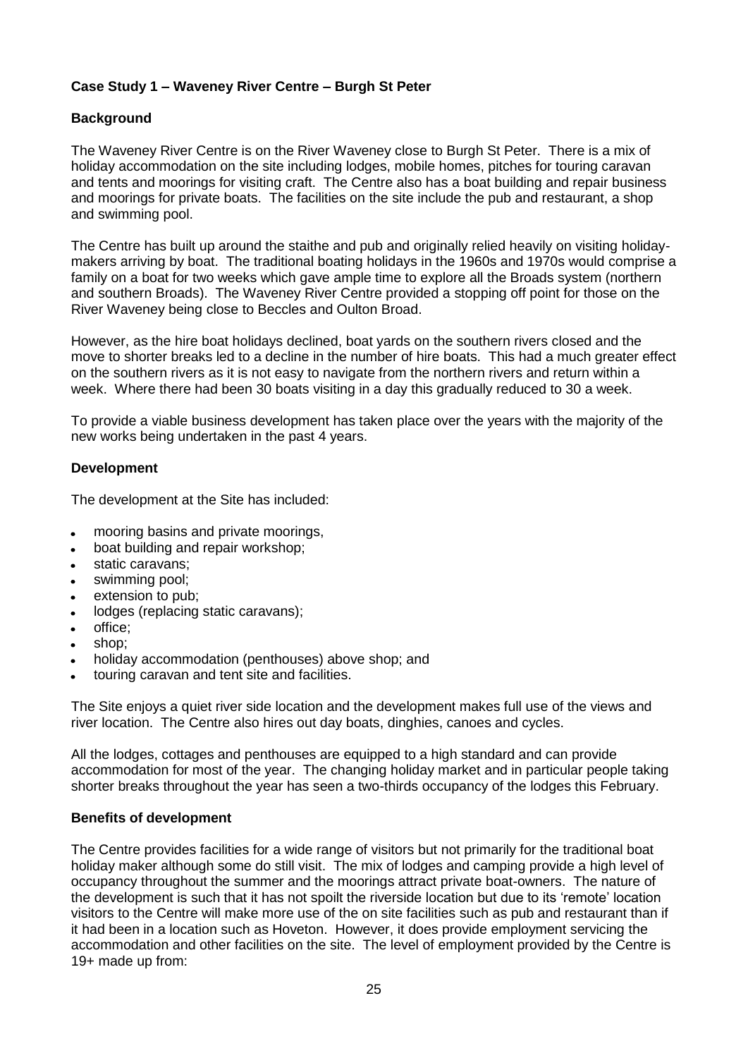### Case Study 1 – Waveney River Centre – Burgh St Peter

**Background**

The Waveney River Centre is on the River Waveney close to Burgh St Peter. There is a mix of holiday accommodation on the site including lodges, mobile homes, pitches for touring caravan and tents and moorings for visiting craft. The Centre also has a boat building and repair business and moorings for private boats. The facilities on the site include the pub and restaurant, a shop and swimming pool.

The Centre has built up around the staithe and pub and originally relied heavily on visiting holiday-makers arriving by boat. The traditional boating holidays in the 1960s and 1970s would comprise a family on a boat for two weeks which gave ample time to explore all the Broads system (northern and southern Broads). The Waveney River Centre provided a stopping off point for those on the River Waveney being close to Beccles and Oulton Broad.

However, as the hire boat holidays declined, boat yards on the southern rivers closed and the move to shorter breaks led to a decline in the number of hire boats. This had a much greater effect on the southern rivers as it is not easy to navigate from the northern rivers and return within a week. Where there had been 30 boats visiting in a day this gradually reduced to 30 a week.

To provide a viable business development has taken place over the years with the majority of the new works being undertaken in the past 4 years.

**Development**

The development at the Site has included:

- mooring basins and private moorings,
- boat building and repair workshop;
- static caravans;
- swimming pool;
- extension to pub;
- lodges (replacing static caravans);
- office;
- shop;
- holiday accommodation (penthouses) above shop; and
- touring caravan and tent site and facilities.

The Site enjoys a quiet river side location and the development makes full use of the views and river location. The Centre also hires out day boats, dinghies, canoes and cycles.

All the lodges, cottages and penthouses are equipped to a high standard and can provide accommodation for most of the year. The changing holiday market and in particular people taking shorter breaks throughout the year has seen a two-thirds occupancy of the lodges this February.

**Benefits of development**

The Centre provides facilities for a wide range of visitors but not primarily for the traditional boat holiday maker although some do still visit. The mix of lodges and camping provide a high level of occupancy throughout the summer and the moorings attract private boat-owners. The nature of the development is such that it has not spoilt the riverside location but due to its 'remote' location visitors to the Centre will make more use of the on site facilities such as pub and restaurant than if it had been in a location such as Hoveton. However, it does provide employment servicing the accommodation and other facilities on the site. The level of employment provided by the Centre is 19+ made up from: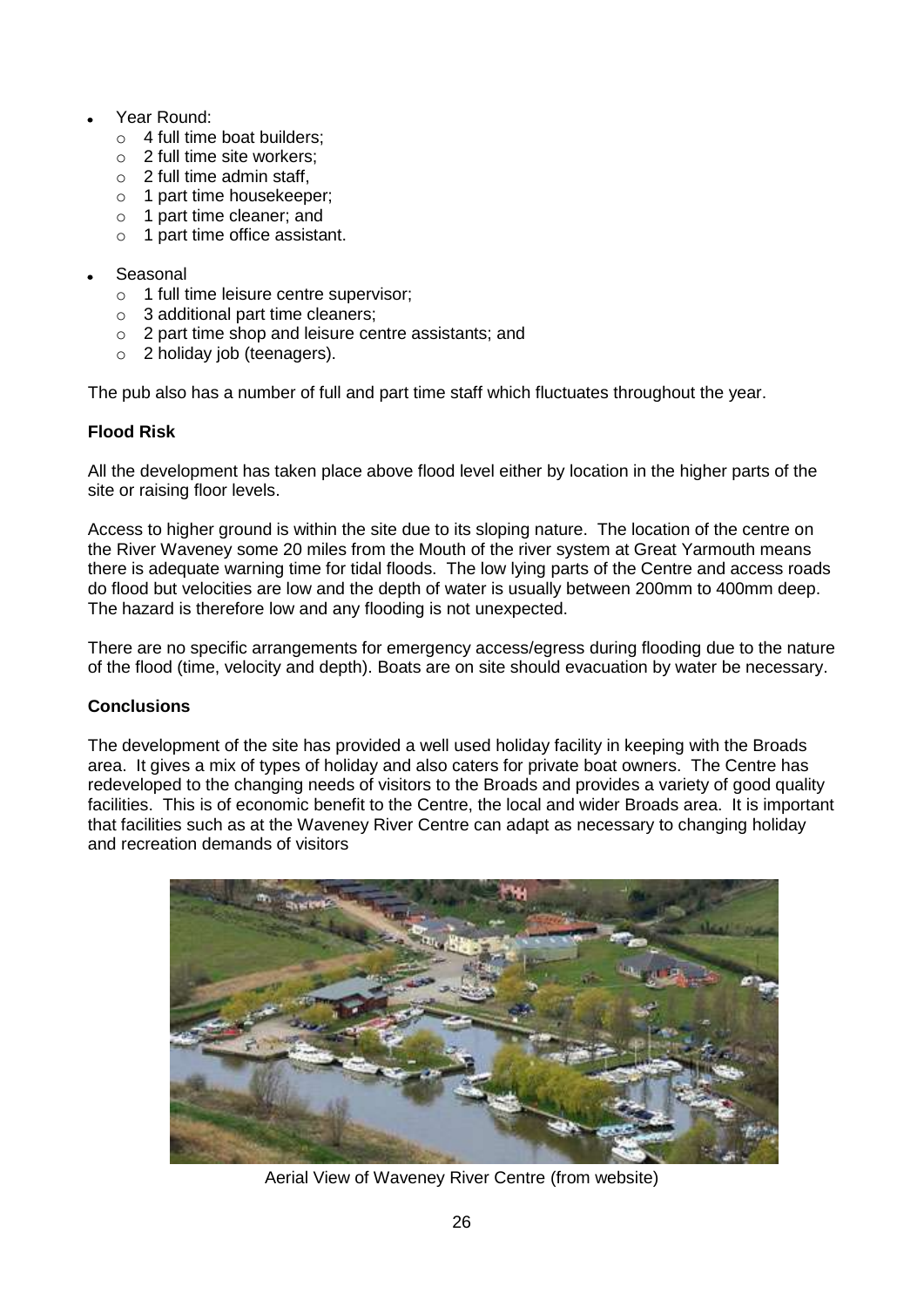- Year Round:
  - 4 full time boat builders;
  - 2 full time site workers;
  - 2 full time admin staff,
  - 1 part time housekeeper;
  - 1 part time cleaner; and
  - 1 part time office assistant.

- Seasonal
  - 1 full time leisure centre supervisor;
  - 3 additional part time cleaners;
  - 2 part time shop and leisure centre assistants; and
  - 2 holiday job (teenagers).

The pub also has a number of full and part time staff which fluctuates throughout the year.

**Flood Risk**

All the development has taken place above flood level either by location in the higher parts of the site or raising floor levels.

Access to higher ground is within the site due to its sloping nature. The location of the centre on the River Waveney some 20 miles from the Mouth of the river system at Great Yarmouth means there is adequate warning time for tidal floods. The low lying parts of the Centre and access roads do flood but velocities are low and the depth of water is usually between 200mm to 400mm deep. The hazard is therefore low and any flooding is not unexpected.

There are no specific arrangements for emergency access/egress during flooding due to the nature of the flood (time, velocity and depth). Boats are on site should evacuation by water be necessary.

**Conclusions**

The development of the site has provided a well used holiday facility in keeping with the Broads area. It gives a mix of types of holiday and also caters for private boat owners. The Centre has redeveloped to the changing needs of visitors to the Broads and provides a variety of good quality facilities. This is of economic benefit to the Centre, the local and wider Broads area. It is important that facilities such as at the Waveney River Centre can adapt as necessary to changing holiday and recreation demands of visitors

Aerial View of Waveney River Centre (from website)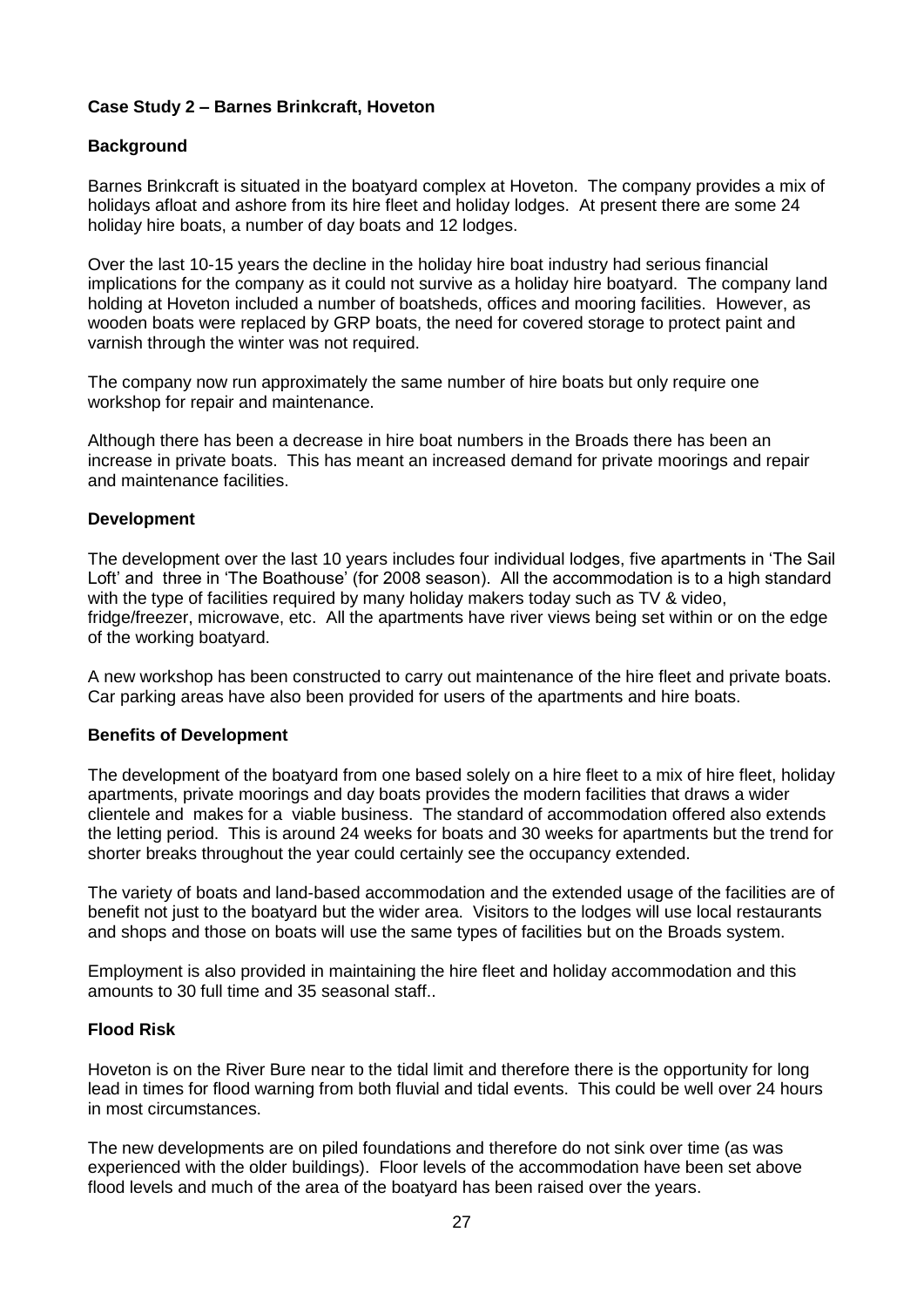## Case Study 2 – Barnes Brinkcraft, Hoveton

### Background

Barnes Brinkcraft is situated in the boatyard complex at Hoveton. The company provides a mix of holidays afloat and ashore from its hire fleet and holiday lodges. At present there are some 24 holiday hire boats, a number of day boats and 12 lodges.

Over the last 10-15 years the decline in the holiday hire boat industry had serious financial implications for the company as it could not survive as a holiday hire boatyard. The company land holding at Hoveton included a number of boatsheds, offices and mooring facilities. However, as wooden boats were replaced by GRP boats, the need for covered storage to protect paint and varnish through the winter was not required.

The company now run approximately the same number of hire boats but only require one workshop for repair and maintenance.

Although there has been a decrease in hire boat numbers in the Broads there has been an increase in private boats. This has meant an increased demand for private moorings and repair and maintenance facilities.

### Development

The development over the last 10 years includes four individual lodges, five apartments in 'The Sail Loft' and three in 'The Boathouse' (for 2008 season). All the accommodation is to a high standard with the type of facilities required by many holiday makers today such as TV & video, fridge/freezer, microwave, etc. All the apartments have river views being set within or on the edge of the working boatyard.

A new workshop has been constructed to carry out maintenance of the hire fleet and private boats. Car parking areas have also been provided for users of the apartments and hire boats.

### Benefits of Development

The development of the boatyard from one based solely on a hire fleet to a mix of hire fleet, holiday apartments, private moorings and day boats provides the modern facilities that draws a wider clientele and makes for a viable business. The standard of accommodation offered also extends the letting period. This is around 24 weeks for boats and 30 weeks for apartments but the trend for shorter breaks throughout the year could certainly see the occupancy extended.

The variety of boats and land-based accommodation and the extended usage of the facilities are of benefit not just to the boatyard but the wider area. Visitors to the lodges will use local restaurants and shops and those on boats will use the same types of facilities but on the Broads system.

Employment is also provided in maintaining the hire fleet and holiday accommodation and this amounts to 30 full time and 35 seasonal staff..

### Flood Risk

Hoveton is on the River Bure near to the tidal limit and therefore there is the opportunity for long lead in times for flood warning from both fluvial and tidal events. This could be well over 24 hours in most circumstances.

The new developments are on piled foundations and therefore do not sink over time (as was experienced with the older buildings). Floor levels of the accommodation have been set above flood levels and much of the area of the boatyard has been raised over the years.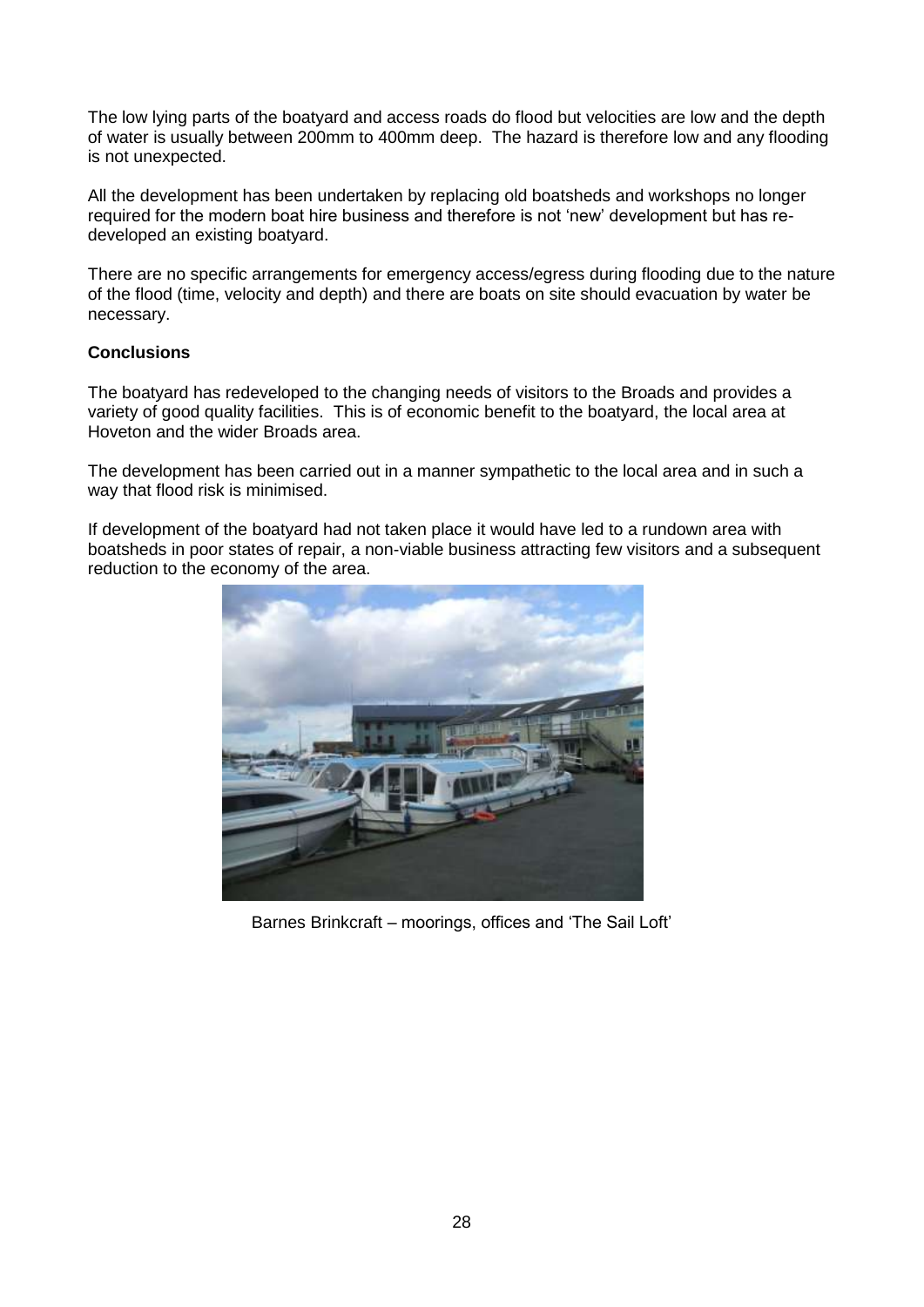The low lying parts of the boatyard and access roads do flood but velocities are low and the depth of water is usually between 200mm to 400mm deep. The hazard is therefore low and any flooding is not unexpected.

All the development has been undertaken by replacing old boatsheds and workshops no longer required for the modern boat hire business and therefore is not 'new' development but has re-developed an existing boatyard.

There are no specific arrangements for emergency access/egress during flooding due to the nature of the flood (time, velocity and depth) and there are boats on site should evacuation by water be necessary.

**Conclusions**

The boatyard has redeveloped to the changing needs of visitors to the Broads and provides a variety of good quality facilities. This is of economic benefit to the boatyard, the local area at Hoveton and the wider Broads area.

The development has been carried out in a manner sympathetic to the local area and in such a way that flood risk is minimised.

If development of the boatyard had not taken place it would have led to a rundown area with boatsheds in poor states of repair, a non-viable business attracting few visitors and a subsequent reduction to the economy of the area.

Barnes Brinkcraft – moorings, offices and 'The Sail Loft'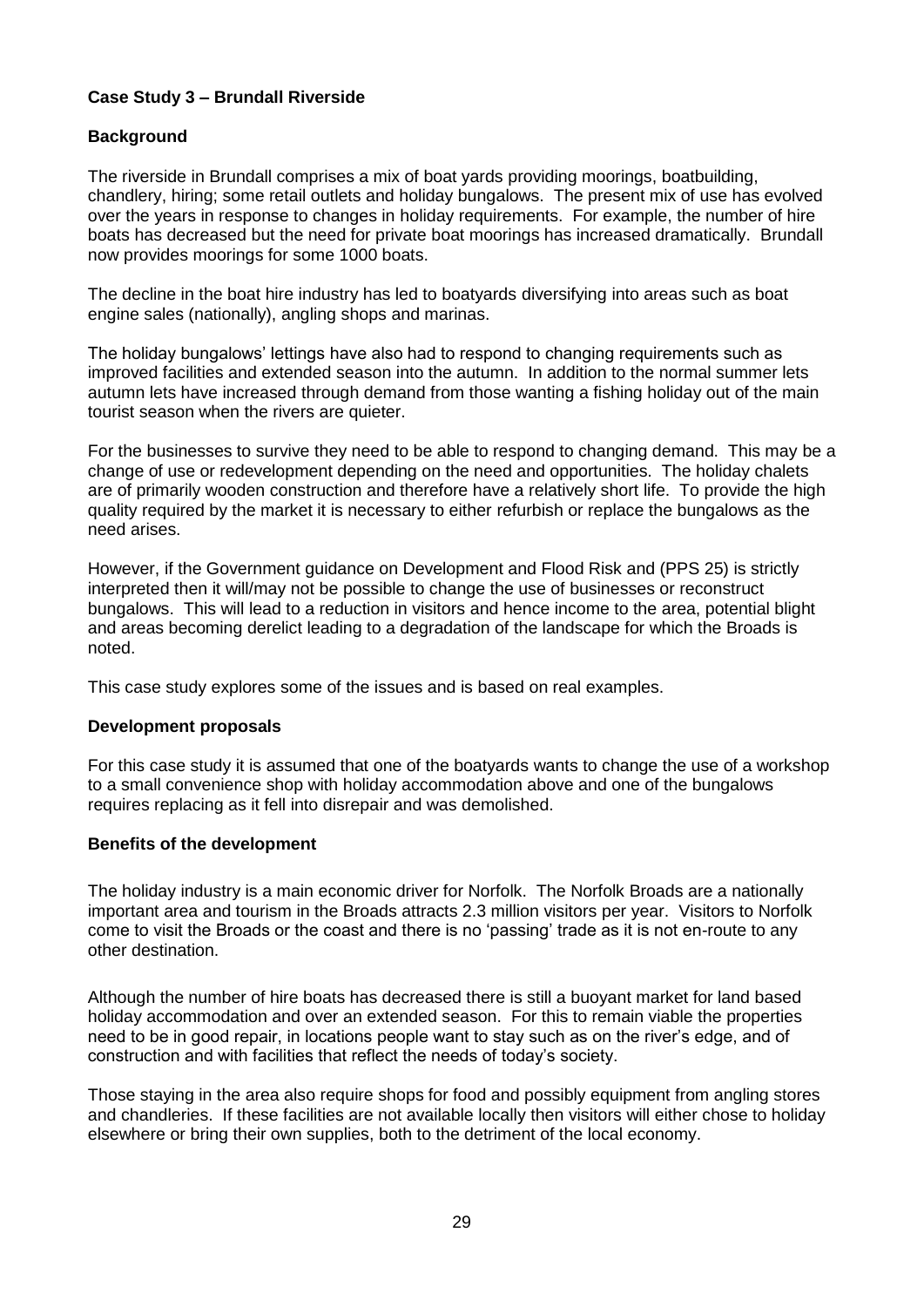**Case Study 3 – Brundall Riverside**

**Background**

The riverside in Brundall comprises a mix of boat yards providing moorings, boatbuilding, chandlery, hiring; some retail outlets and holiday bungalows. The present mix of use has evolved over the years in response to changes in holiday requirements. For example, the number of hire boats has decreased but the need for private boat moorings has increased dramatically. Brundall now provides moorings for some 1000 boats.

The decline in the boat hire industry has led to boatyards diversifying into areas such as boat engine sales (nationally), angling shops and marinas.

The holiday bungalows' lettings have also had to respond to changing requirements such as improved facilities and extended season into the autumn. In addition to the normal summer lets autumn lets have increased through demand from those wanting a fishing holiday out of the main tourist season when the rivers are quieter.

For the businesses to survive they need to be able to respond to changing demand. This may be a change of use or redevelopment depending on the need and opportunities. The holiday chalets are of primarily wooden construction and therefore have a relatively short life. To provide the high quality required by the market it is necessary to either refurbish or replace the bungalows as the need arises.

However, if the Government guidance on Development and Flood Risk and (PPS 25) is strictly interpreted then it will/may not be possible to change the use of businesses or reconstruct bungalows. This will lead to a reduction in visitors and hence income to the area, potential blight and areas becoming derelict leading to a degradation of the landscape for which the Broads is noted.

This case study explores some of the issues and is based on real examples.

**Development proposals**

For this case study it is assumed that one of the boatyards wants to change the use of a workshop to a small convenience shop with holiday accommodation above and one of the bungalows requires replacing as it fell into disrepair and was demolished.

**Benefits of the development**

The holiday industry is a main economic driver for Norfolk. The Norfolk Broads are a nationally important area and tourism in the Broads attracts 2.3 million visitors per year. Visitors to Norfolk come to visit the Broads or the coast and there is no 'passing' trade as it is not en-route to any other destination.

Although the number of hire boats has decreased there is still a buoyant market for land based holiday accommodation and over an extended season. For this to remain viable the properties need to be in good repair, in locations people want to stay such as on the river's edge, and of construction and with facilities that reflect the needs of today's society.

Those staying in the area also require shops for food and possibly equipment from angling stores and chandleries. If these facilities are not available locally then visitors will either chose to holiday elsewhere or bring their own supplies, both to the detriment of the local economy.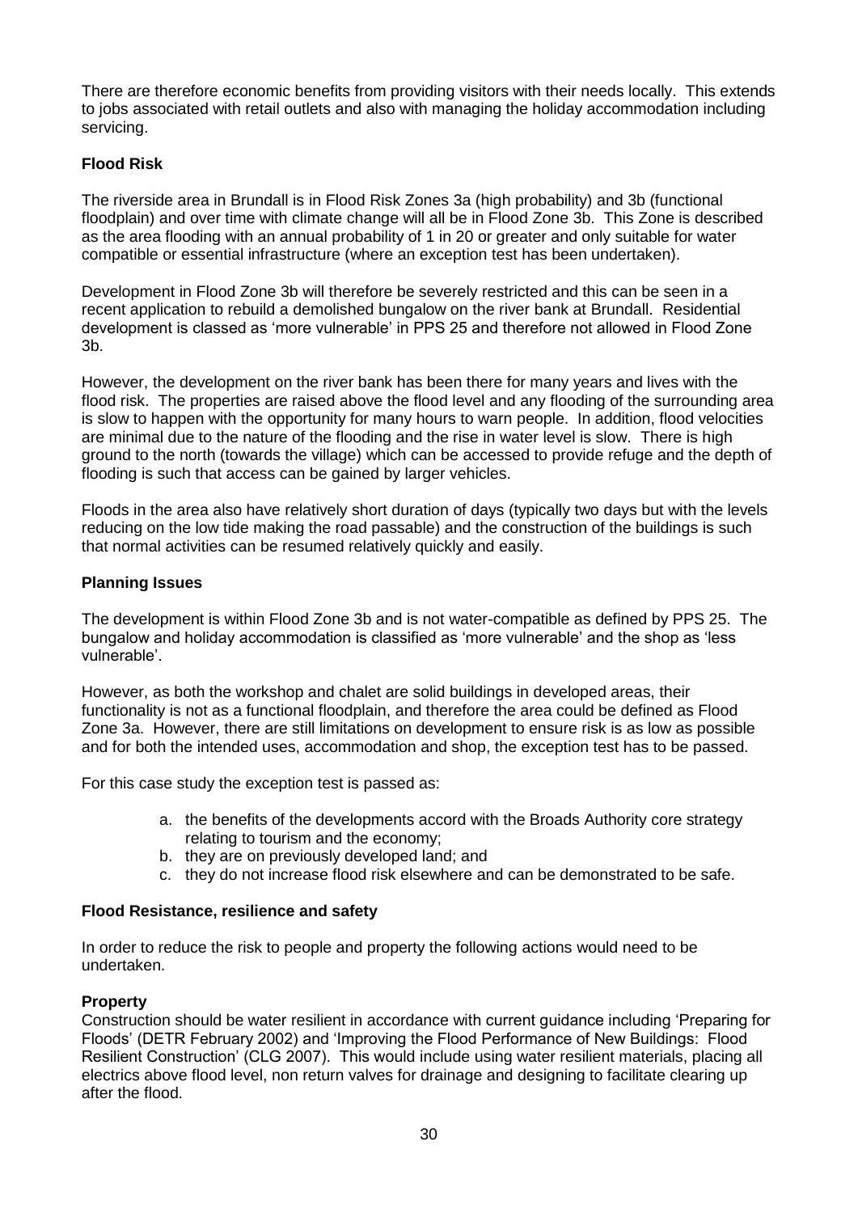There are therefore economic benefits from providing visitors with their needs locally. This extends to jobs associated with retail outlets and also with managing the holiday accommodation including servicing.

**Flood Risk**

The riverside area in Brundall is in Flood Risk Zones 3a (high probability) and 3b (functional floodplain) and over time with climate change will all be in Flood Zone 3b. This Zone is described as the area flooding with an annual probability of 1 in 20 or greater and only suitable for water compatible or essential infrastructure (where an exception test has been undertaken).

Development in Flood Zone 3b will therefore be severely restricted and this can be seen in a recent application to rebuild a demolished bungalow on the river bank at Brundall. Residential development is classed as 'more vulnerable' in PPS 25 and therefore not allowed in Flood Zone 3b.

However, the development on the river bank has been there for many years and lives with the flood risk. The properties are raised above the flood level and any flooding of the surrounding area is slow to happen with the opportunity for many hours to warn people. In addition, flood velocities are minimal due to the nature of the flooding and the rise in water level is slow. There is high ground to the north (towards the village) which can be accessed to provide refuge and the depth of flooding is such that access can be gained by larger vehicles.

Floods in the area also have relatively short duration of days (typically two days but with the levels reducing on the low tide making the road passable) and the construction of the buildings is such that normal activities can be resumed relatively quickly and easily.

**Planning Issues**

The development is within Flood Zone 3b and is not water-compatible as defined by PPS 25. The bungalow and holiday accommodation is classified as 'more vulnerable' and the shop as 'less vulnerable'.

However, as both the workshop and chalet are solid buildings in developed areas, their functionality is not as a functional floodplain, and therefore the area could be defined as Flood Zone 3a. However, there are still limitations on development to ensure risk is as low as possible and for both the intended uses, accommodation and shop, the exception test has to be passed.

For this case study the exception test is passed as:

a. the benefits of the developments accord with the Broads Authority core strategy relating to tourism and the economy;
b. they are on previously developed land; and
c. they do not increase flood risk elsewhere and can be demonstrated to be safe.

**Flood Resistance, resilience and safety**

In order to reduce the risk to people and property the following actions would need to be undertaken.

**Property**

Construction should be water resilient in accordance with current guidance including 'Preparing for Floods' (DETR February 2002) and 'Improving the Flood Performance of New Buildings: Flood Resilient Construction' (CLG 2007). This would include using water resilient materials, placing all electrics above flood level, non return valves for drainage and designing to facilitate clearing up after the flood.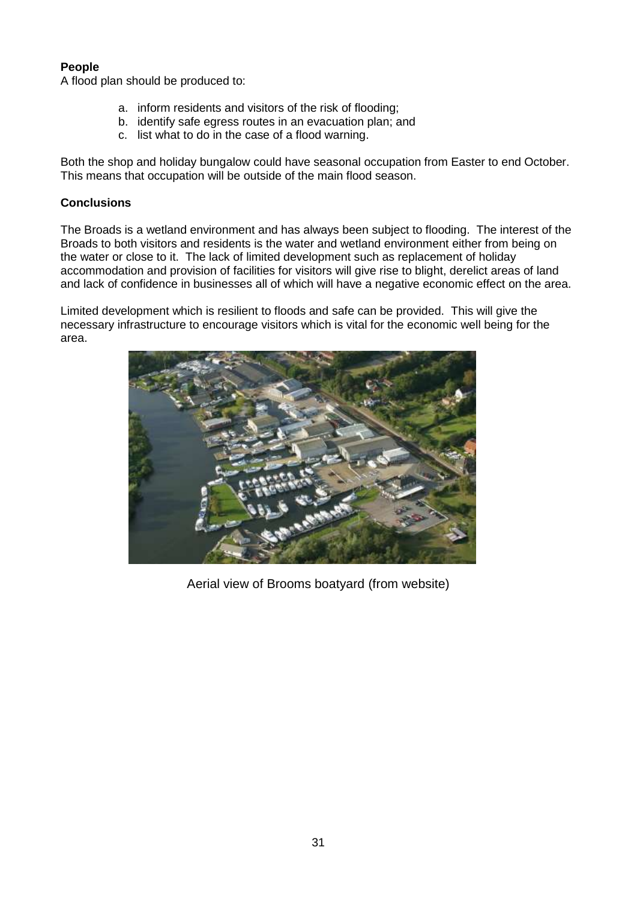**People**

A flood plan should be produced to:

a. inform residents and visitors of the risk of flooding;
b. identify safe egress routes in an evacuation plan; and
c. list what to do in the case of a flood warning.

Both the shop and holiday bungalow could have seasonal occupation from Easter to end October. This means that occupation will be outside of the main flood season.

**Conclusions**

The Broads is a wetland environment and has always been subject to flooding. The interest of the Broads to both visitors and residents is the water and wetland environment either from being on the water or close to it. The lack of limited development such as replacement of holiday accommodation and provision of facilities for visitors will give rise to blight, derelict areas of land and lack of confidence in businesses all of which will have a negative economic effect on the area.

Limited development which is resilient to floods and safe can be provided. This will give the necessary infrastructure to encourage visitors which is vital for the economic well being for the area.

Aerial view of Brooms boatyard (from website)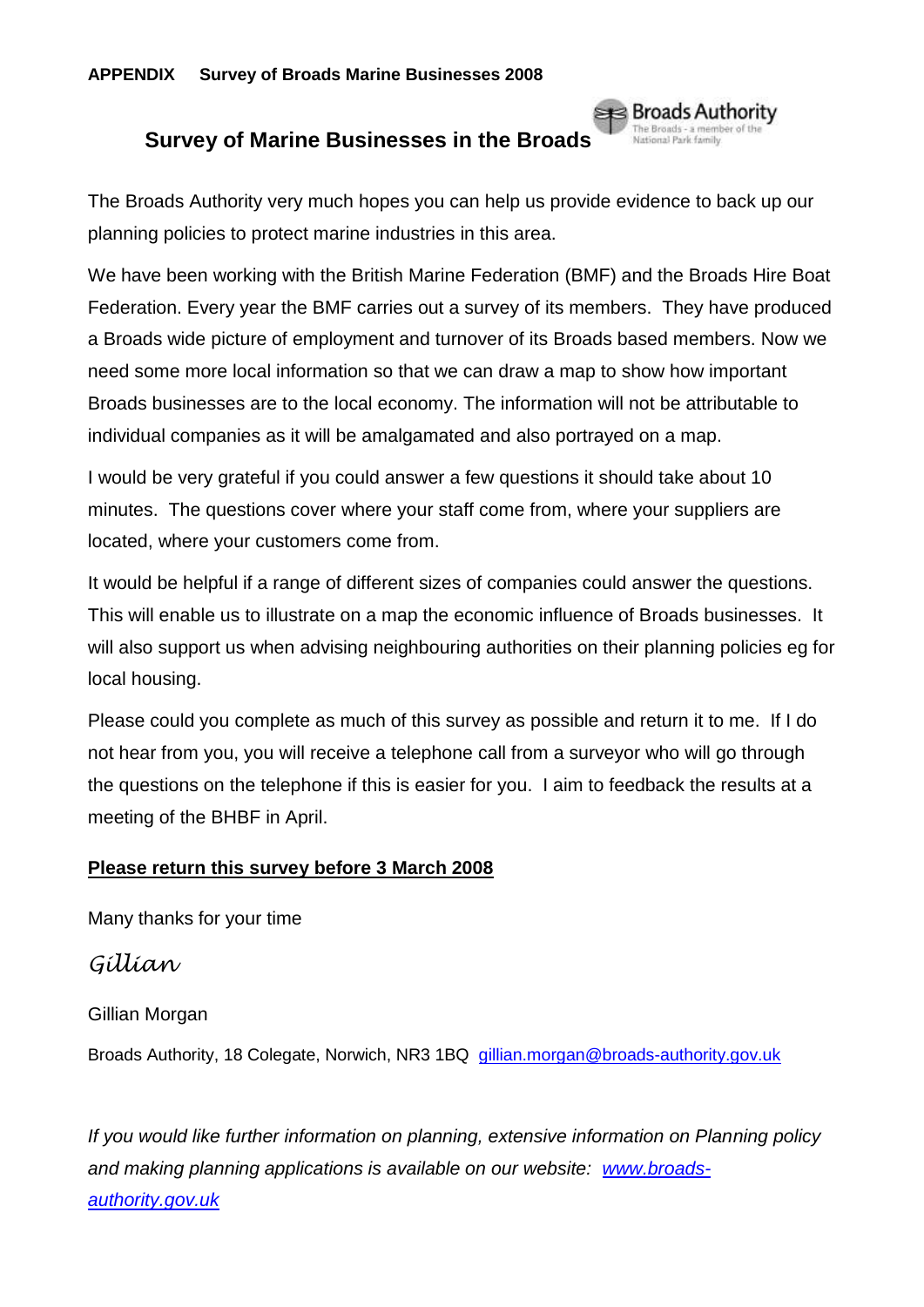**APPENDIX Survey of Broads Marine Businesses 2008**

Broads Authority
The Broads - a member of the National Park family

## Survey of Marine Businesses in the Broads

The Broads Authority very much hopes you can help us provide evidence to back up our planning policies to protect marine industries in this area.

We have been working with the British Marine Federation (BMF) and the Broads Hire Boat Federation. Every year the BMF carries out a survey of its members. They have produced a Broads wide picture of employment and turnover of its Broads based members. Now we need some more local information so that we can draw a map to show how important Broads businesses are to the local economy. The information will not be attributable to individual companies as it will be amalgamated and also portrayed on a map.

I would be very grateful if you could answer a few questions it should take about 10 minutes. The questions cover where your staff come from, where your suppliers are located, where your customers come from.

It would be helpful if a range of different sizes of companies could answer the questions. This will enable us to illustrate on a map the economic influence of Broads businesses. It will also support us when advising neighbouring authorities on their planning policies eg for local housing.

Please could you complete as much of this survey as possible and return it to me. If I do not hear from you, you will receive a telephone call from a surveyor who will go through the questions on the telephone if this is easier for you. I aim to feedback the results at a meeting of the BHBF in April.

**Please return this survey before 3 March 2008**

Many thanks for your time

*Gillian*

Gillian Morgan

Broads Authority, 18 Colegate, Norwich, NR3 1BQ gillian.morgan@broads-authority.gov.uk

*If you would like further information on planning, extensive information on Planning policy and making planning applications is available on our website: www.broads-authority.gov.uk*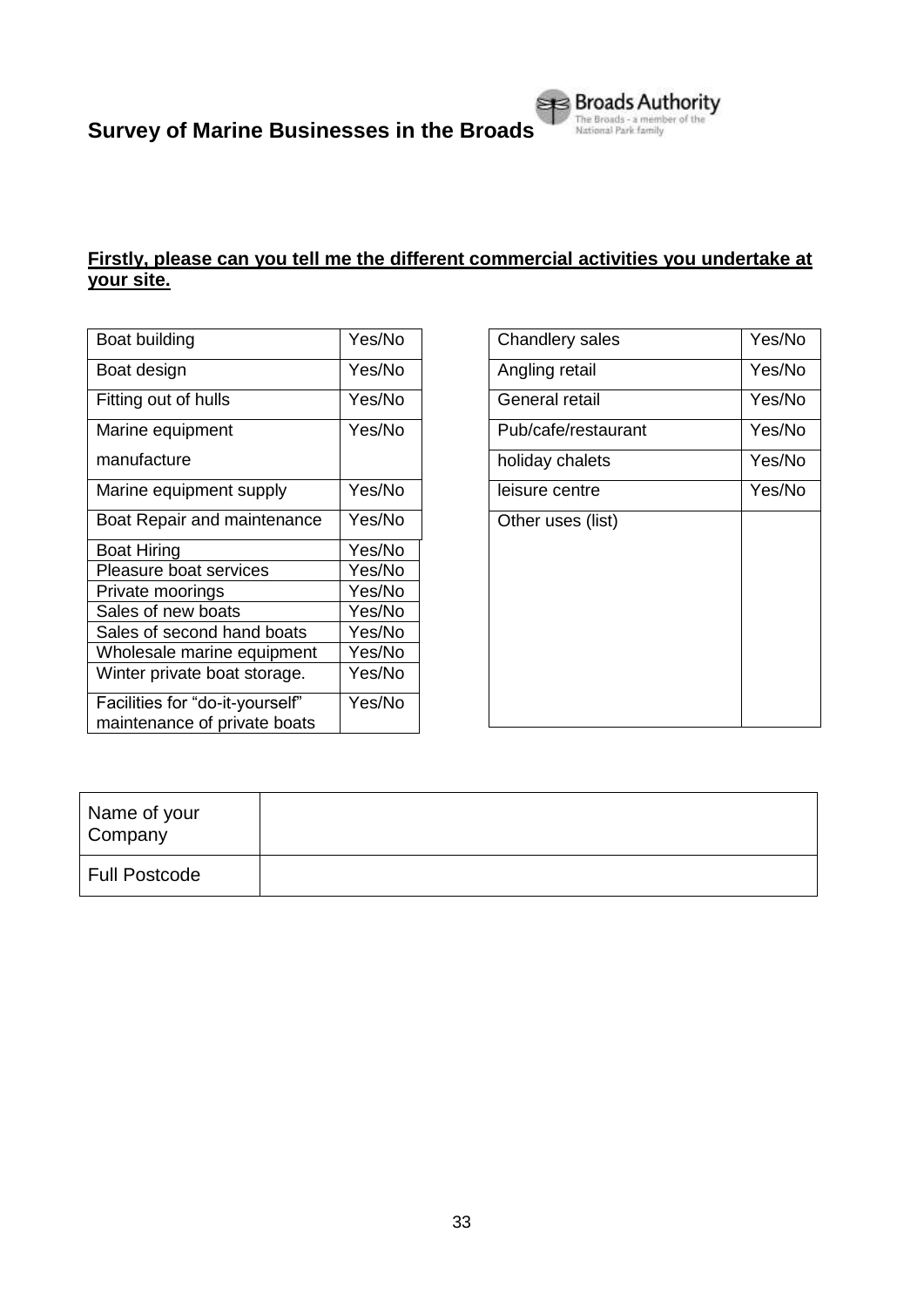# Survey of Marine Businesses in the Broads

Broads Authority
The Broads - a member of the National Park family

**Firstly, please can you tell me the different commercial activities you undertake at your site.**

| Activity | |
|---|---|
| Boat building | Yes/No |
| Boat design | Yes/No |
| Fitting out of hulls | Yes/No |
| Marine equipment manufacture | Yes/No |
| Marine equipment supply | Yes/No |
| Boat Repair and maintenance | Yes/No |
| Boat Hiring | Yes/No |
| Pleasure boat services | Yes/No |
| Private moorings | Yes/No |
| Sales of new boats | Yes/No |
| Sales of second hand boats | Yes/No |
| Wholesale marine equipment | Yes/No |
| Winter private boat storage. | Yes/No |
| Facilities for "do-it-yourself" maintenance of private boats | Yes/No |

| Activity | |
|---|---|
| Chandlery sales | Yes/No |
| Angling retail | Yes/No |
| General retail | Yes/No |
| Pub/cafe/restaurant | Yes/No |
| holiday chalets | Yes/No |
| leisure centre | Yes/No |
| Other uses (list) | |

| | |
|---|---|
| Name of your Company | |
| Full Postcode | |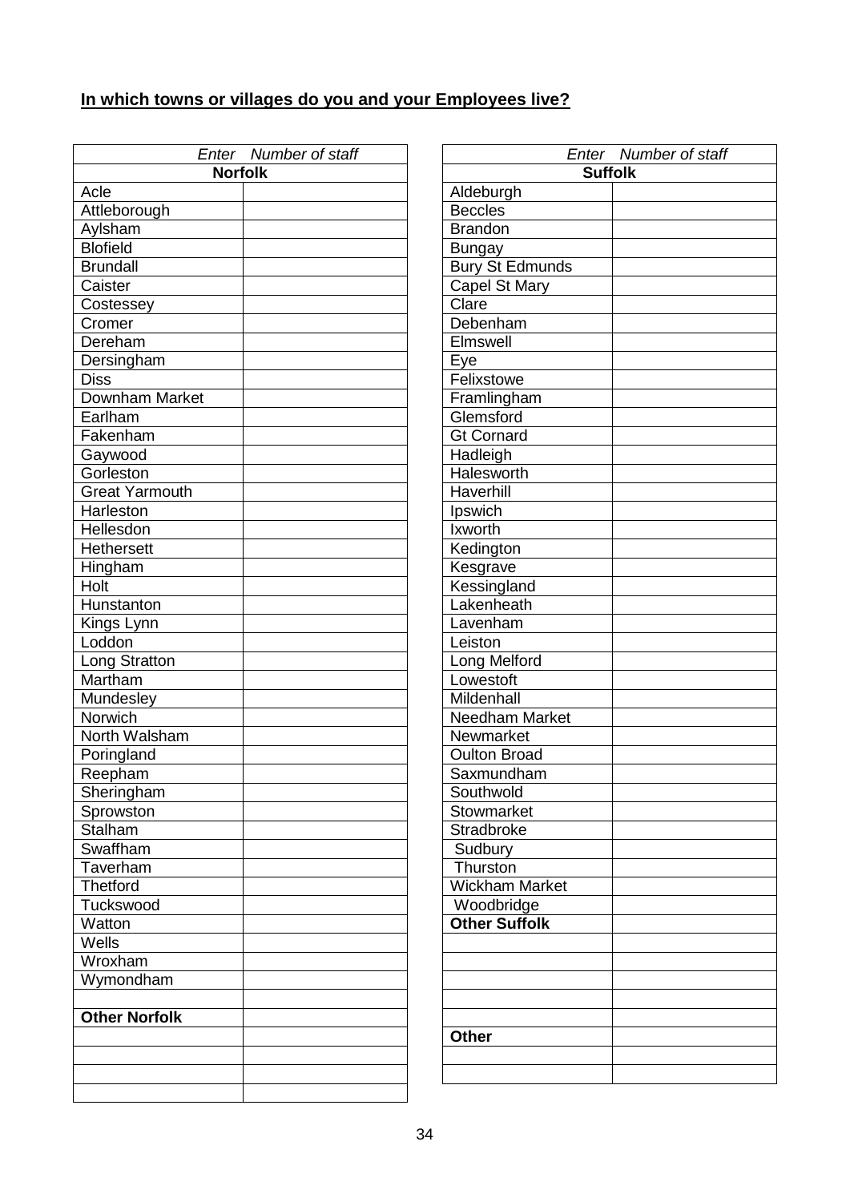**In which towns or villages do you and your Employees live?**

| *Enter* | *Number of staff* |
|---|---|
| **Norfolk** | |
| Acle | |
| Attleborough | |
| Aylsham | |
| Blofield | |
| Brundall | |
| Caister | |
| Costessey | |
| Cromer | |
| Dereham | |
| Dersingham | |
| Diss | |
| Downham Market | |
| Earlham | |
| Fakenham | |
| Gaywood | |
| Gorleston | |
| Great Yarmouth | |
| Harleston | |
| Hellesdon | |
| Hethersett | |
| Hingham | |
| Holt | |
| Hunstanton | |
| Kings Lynn | |
| Loddon | |
| Long Stratton | |
| Martham | |
| Mundesley | |
| Norwich | |
| North Walsham | |
| Poringland | |
| Reepham | |
| Sheringham | |
| Sprowston | |
| Stalham | |
| Swaffham | |
| Taverham | |
| Thetford | |
| Tuckswood | |
| Watton | |
| Wells | |
| Wroxham | |
| Wymondham | |
| | |
| **Other Norfolk** | |
| | |
| | |
| | |
| | |

| *Enter* | *Number of staff* |
|---|---|
| **Suffolk** | |
| Aldeburgh | |
| Beccles | |
| Brandon | |
| Bungay | |
| Bury St Edmunds | |
| Capel St Mary | |
| Clare | |
| Debenham | |
| Elmswell | |
| Eye | |
| Felixstowe | |
| Framlingham | |
| Glemsford | |
| Gt Cornard | |
| Hadleigh | |
| Halesworth | |
| Haverhill | |
| Ipswich | |
| Ixworth | |
| Kedington | |
| Kesgrave | |
| Kessingland | |
| Lakenheath | |
| Lavenham | |
| Leiston | |
| Long Melford | |
| Lowestoft | |
| Mildenhall | |
| Needham Market | |
| Newmarket | |
| Oulton Broad | |
| Saxmundham | |
| Southwold | |
| Stowmarket | |
| Stradbroke | |
| Sudbury | |
| Thurston | |
| Wickham Market | |
| Woodbridge | |
| **Other Suffolk** | |
| | |
| | |
| | |
| | |
| | |
| **Other** | |
| | |
| | |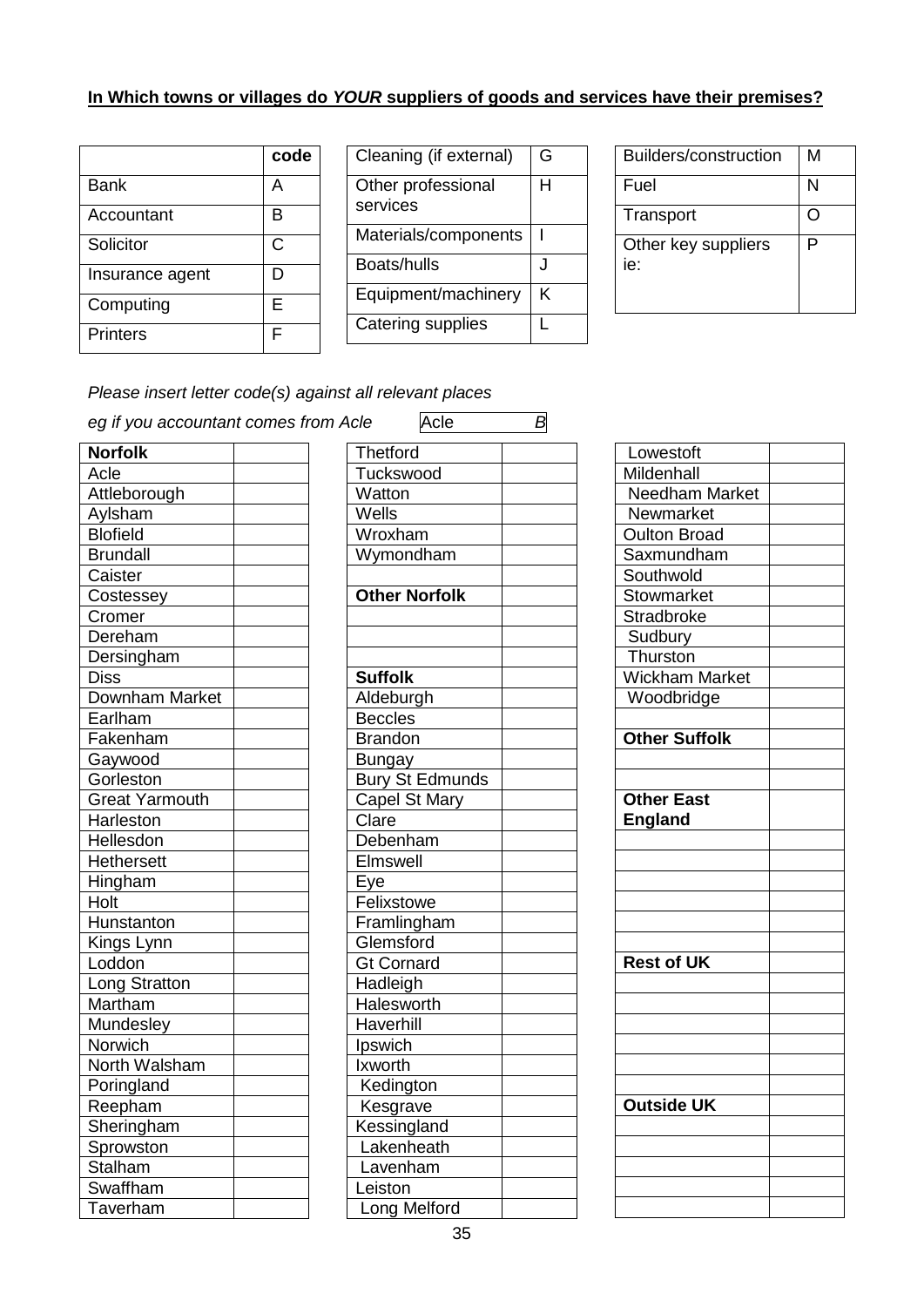**In Which towns or villages do *YOUR* suppliers of goods and services have their premises?**

| | code |
|---|---|
| Bank | A |
| Accountant | B |
| Solicitor | C |
| Insurance agent | D |
| Computing | E |
| Printers | F |

| | |
|---|---|
| Cleaning (if external) | G |
| Other professional services | H |
| Materials/components | I |
| Boats/hulls | J |
| Equipment/machinery | K |
| Catering supplies | L |

| | |
|---|---|
| Builders/construction | M |
| Fuel | N |
| Transport | O |
| Other key suppliers ie: | P |

*Please insert letter code(s) against all relevant places*

*eg if you accountant comes from Acle* | Acle | *B* |

| **Norfolk** | |
|---|---|
| Acle | |
| Attleborough | |
| Aylsham | |
| Blofield | |
| Brundall | |
| Caister | |
| Costessey | |
| Cromer | |
| Dereham | |
| Dersingham | |
| Diss | |
| Downham Market | |
| Earlham | |
| Fakenham | |
| Gaywood | |
| Gorleston | |
| Great Yarmouth | |
| Harleston | |
| Hellesdon | |
| Hethersett | |
| Hingham | |
| Holt | |
| Hunstanton | |
| Kings Lynn | |
| Loddon | |
| Long Stratton | |
| Martham | |
| Mundesley | |
| Norwich | |
| North Walsham | |
| Poringland | |
| Reepham | |
| Sheringham | |
| Sprowston | |
| Stalham | |
| Swaffham | |
| Taverham | |

| Thetford | |
|---|---|
| Tuckswood | |
| Watton | |
| Wells | |
| Wroxham | |
| Wymondham | |
| | |
| **Other Norfolk** | |
| | |
| | |
| **Suffolk** | |
| Aldeburgh | |
| Beccles | |
| Brandon | |
| Bungay | |
| Bury St Edmunds | |
| Capel St Mary | |
| Clare | |
| Debenham | |
| Elmswell | |
| Eye | |
| Felixstowe | |
| Framlingham | |
| Glemsford | |
| Gt Cornard | |
| Hadleigh | |
| Halesworth | |
| Haverhill | |
| Ipswich | |
| Ixworth | |
| Kedington | |
| Kesgrave | |
| Kessingland | |
| Lakenheath | |
| Lavenham | |
| Leiston | |
| Long Melford | |

| Lowestoft | |
|---|---|
| Mildenhall | |
| Needham Market | |
| Newmarket | |
| Oulton Broad | |
| Saxmundham | |
| Southwold | |
| Stowmarket | |
| Stradbroke | |
| Sudbury | |
| Thurston | |
| Wickham Market | |
| Woodbridge | |
| | |
| **Other Suffolk** | |
| | |
| | |
| **Other East England** | |
| | |
| | |
| | |
| | |
| | |
| | |
| **Rest of UK** | |
| | |
| | |
| | |
| | |
| | |
| | |
| **Outside UK** | |
| | |
| | |
| | |
| | |
| | |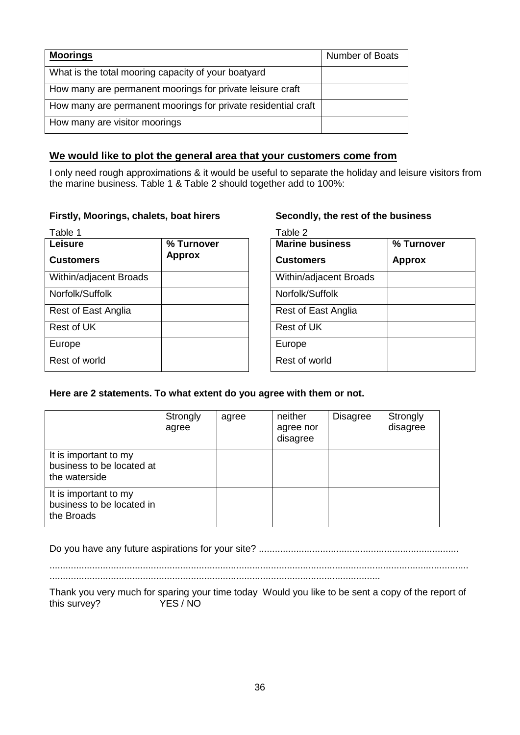| **Moorings** | Number of Boats |
|---|---|
| What is the total mooring capacity of your boatyard | |
| How many are permanent moorings for private leisure craft | |
| How many are permanent moorings for private residential craft | |
| How many are visitor moorings | |

## We would like to plot the general area that your customers come from

I only need rough approximations & it would be useful to separate the holiday and leisure visitors from the marine business. Table 1 & Table 2 should together add to 100%:

**Firstly, Moorings, chalets, boat hirers**

Table 1

| **Leisure Customers** | **% Turnover Approx** |
|---|---|
| Within/adjacent Broads | |
| Norfolk/Suffolk | |
| Rest of East Anglia | |
| Rest of UK | |
| Europe | |
| Rest of world | |

**Secondly, the rest of the business**

Table 2

| **Marine business Customers** | **% Turnover Approx** |
|---|---|
| Within/adjacent Broads | |
| Norfolk/Suffolk | |
| Rest of East Anglia | |
| Rest of UK | |
| Europe | |
| Rest of world | |

**Here are 2 statements. To what extent do you agree with them or not.**

| | Strongly agree | agree | neither agree nor disagree | Disagree | Strongly disagree |
|---|---|---|---|---|---|
| It is important to my business to be located at the waterside | | | | | |
| It is important to my business to be located in the Broads | | | | | |

Do you have any future aspirations for your site? ...........................................................................

.............................................................................................................................................................
............................................................................................................................

Thank you very much for sparing your time today Would you like to be sent a copy of the report of this survey? YES / NO